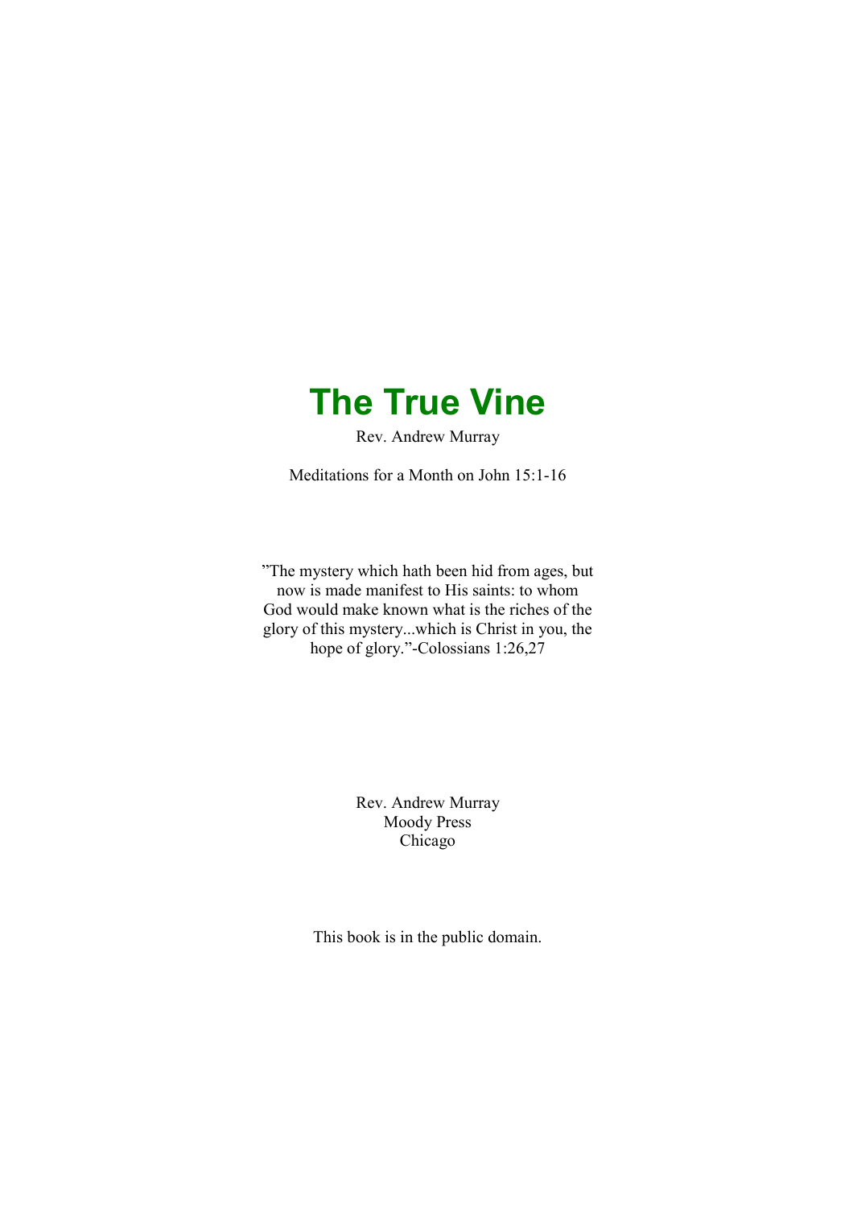# The True Vine

Rev. Andrew Murray

Meditations for a Month on John 15:1-16

"The mystery which hath been hid from ages, but now is made manifest to His saints: to whom God would make known what is the riches of the glory of this mystery...which is Christ in you, the hope of glory."-Colossians 1:26,27

Rev. Andrew Murray
Moody Press
Chicago

This book is in the public domain.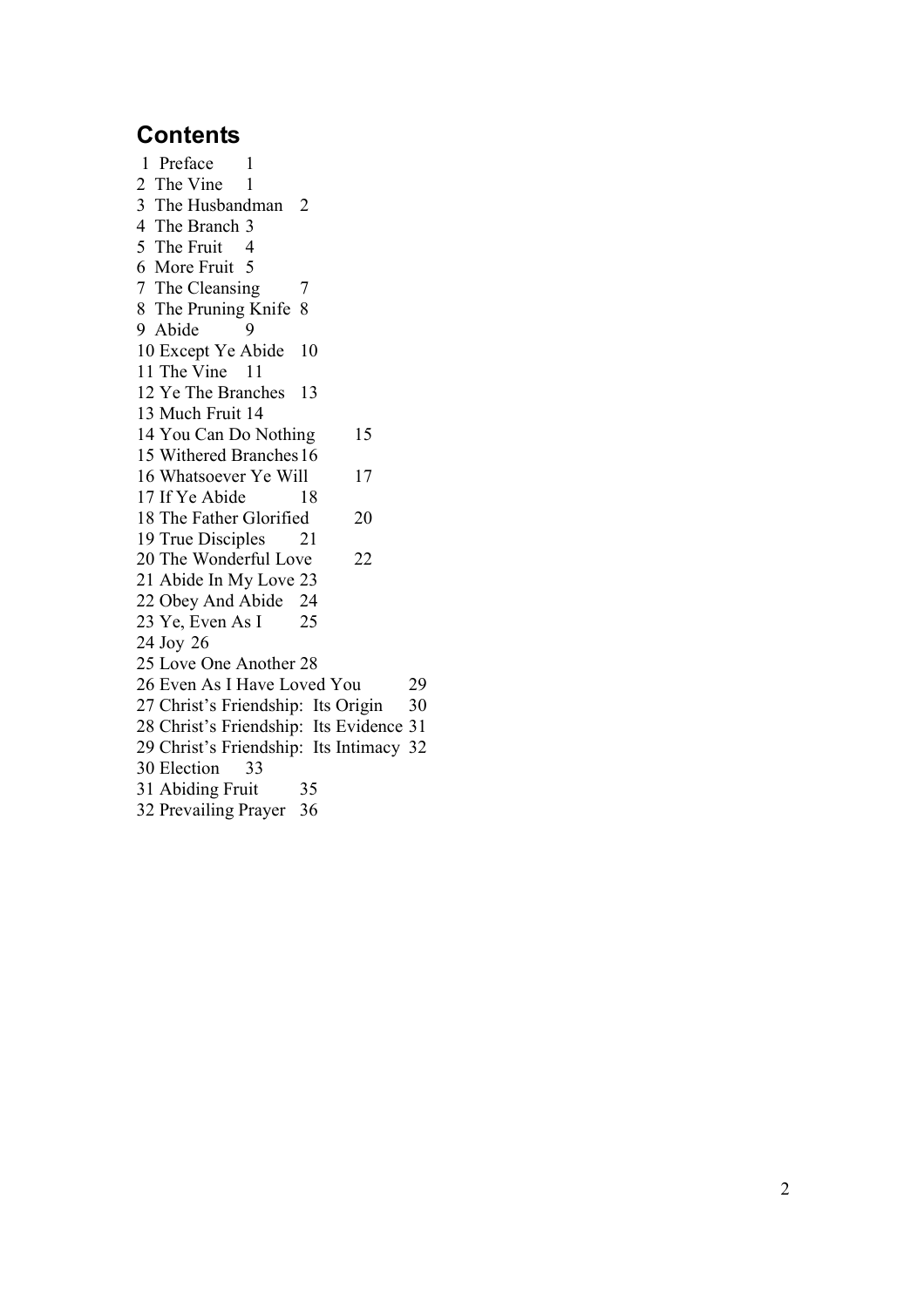## Contents

1 Preface 1
2 The Vine 1
3 The Husbandman 2
4 The Branch 3
5 The Fruit 4
6 More Fruit 5
7 The Cleansing 7
8 The Pruning Knife 8
9 Abide 9
10 Except Ye Abide 10
11 The Vine 11
12 Ye The Branches 13
13 Much Fruit 14
14 You Can Do Nothing 15
15 Withered Branches 16
16 Whatsoever Ye Will 17
17 If Ye Abide 18
18 The Father Glorified 20
19 True Disciples 21
20 The Wonderful Love 22
21 Abide In My Love 23
22 Obey And Abide 24
23 Ye, Even As I 25
24 Joy 26
25 Love One Another 28
26 Even As I Have Loved You 29
27 Christ's Friendship: Its Origin 30
28 Christ's Friendship: Its Evidence 31
29 Christ's Friendship: Its Intimacy 32
30 Election 33
31 Abiding Fruit 35
32 Prevailing Prayer 36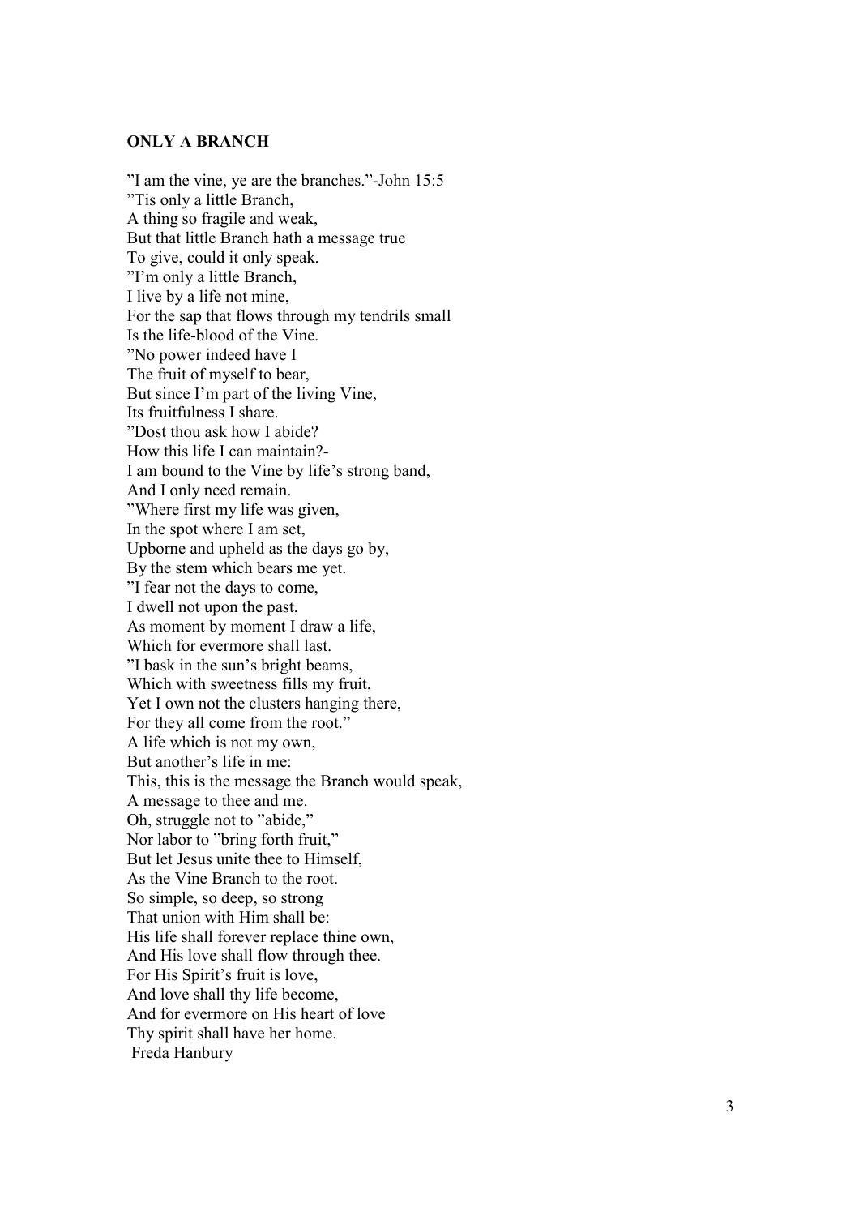**ONLY A BRANCH**

"I am the vine, ye are the branches."-John 15:5
"Tis only a little Branch,
A thing so fragile and weak,
But that little Branch hath a message true
To give, could it only speak.
"I'm only a little Branch,
I live by a life not mine,
For the sap that flows through my tendrils small
Is the life-blood of the Vine.
"No power indeed have I
The fruit of myself to bear,
But since I'm part of the living Vine,
Its fruitfulness I share.
"Dost thou ask how I abide?
How this life I can maintain?-
I am bound to the Vine by life's strong band,
And I only need remain.
"Where first my life was given,
In the spot where I am set,
Upborne and upheld as the days go by,
By the stem which bears me yet.
"I fear not the days to come,
I dwell not upon the past,
As moment by moment I draw a life,
Which for evermore shall last.
"I bask in the sun's bright beams,
Which with sweetness fills my fruit,
Yet I own not the clusters hanging there,
For they all come from the root."
A life which is not my own,
But another's life in me:
This, this is the message the Branch would speak,
A message to thee and me.
Oh, struggle not to "abide,"
Nor labor to "bring forth fruit,"
But let Jesus unite thee to Himself,
As the Vine Branch to the root.
So simple, so deep, so strong
That union with Him shall be:
His life shall forever replace thine own,
And His love shall flow through thee.
For His Spirit's fruit is love,
And love shall thy life become,
And for evermore on His heart of love
Thy spirit shall have her home.
Freda Hanbury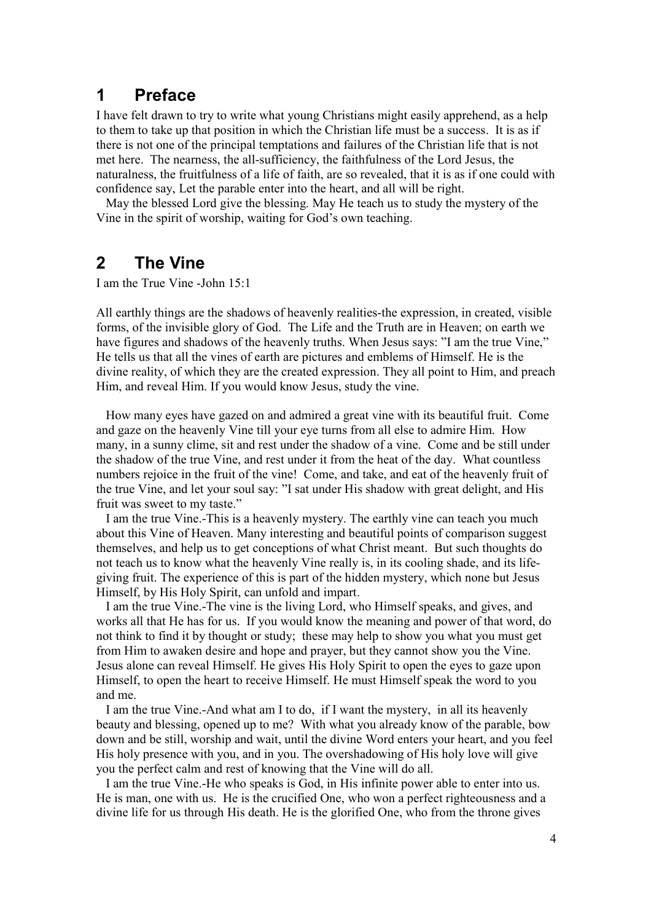# 1 Preface

I have felt drawn to try to write what young Christians might easily apprehend, as a help to them to take up that position in which the Christian life must be a success. It is as if there is not one of the principal temptations and failures of the Christian life that is not met here. The nearness, the all-sufficiency, the faithfulness of the Lord Jesus, the naturalness, the fruitfulness of a life of faith, are so revealed, that it is as if one could with confidence say, Let the parable enter into the heart, and all will be right.

May the blessed Lord give the blessing. May He teach us to study the mystery of the Vine in the spirit of worship, waiting for God's own teaching.

# 2 The Vine

I am the True Vine -John 15:1

All earthly things are the shadows of heavenly realities-the expression, in created, visible forms, of the invisible glory of God. The Life and the Truth are in Heaven; on earth we have figures and shadows of the heavenly truths. When Jesus says: "I am the true Vine," He tells us that all the vines of earth are pictures and emblems of Himself. He is the divine reality, of which they are the created expression. They all point to Him, and preach Him, and reveal Him. If you would know Jesus, study the vine.

How many eyes have gazed on and admired a great vine with its beautiful fruit. Come and gaze on the heavenly Vine till your eye turns from all else to admire Him. How many, in a sunny clime, sit and rest under the shadow of a vine. Come and be still under the shadow of the true Vine, and rest under it from the heat of the day. What countless numbers rejoice in the fruit of the vine! Come, and take, and eat of the heavenly fruit of the true Vine, and let your soul say: "I sat under His shadow with great delight, and His fruit was sweet to my taste."

I am the true Vine.-This is a heavenly mystery. The earthly vine can teach you much about this Vine of Heaven. Many interesting and beautiful points of comparison suggest themselves, and help us to get conceptions of what Christ meant. But such thoughts do not teach us to know what the heavenly Vine really is, in its cooling shade, and its life-giving fruit. The experience of this is part of the hidden mystery, which none but Jesus Himself, by His Holy Spirit, can unfold and impart.

I am the true Vine.-The vine is the living Lord, who Himself speaks, and gives, and works all that He has for us. If you would know the meaning and power of that word, do not think to find it by thought or study; these may help to show you what you must get from Him to awaken desire and hope and prayer, but they cannot show you the Vine. Jesus alone can reveal Himself. He gives His Holy Spirit to open the eyes to gaze upon Himself, to open the heart to receive Himself. He must Himself speak the word to you and me.

I am the true Vine.-And what am I to do, if I want the mystery, in all its heavenly beauty and blessing, opened up to me? With what you already know of the parable, bow down and be still, worship and wait, until the divine Word enters your heart, and you feel His holy presence with you, and in you. The overshadowing of His holy love will give you the perfect calm and rest of knowing that the Vine will do all.

I am the true Vine.-He who speaks is God, in His infinite power able to enter into us. He is man, one with us. He is the crucified One, who won a perfect righteousness and a divine life for us through His death. He is the glorified One, who from the throne gives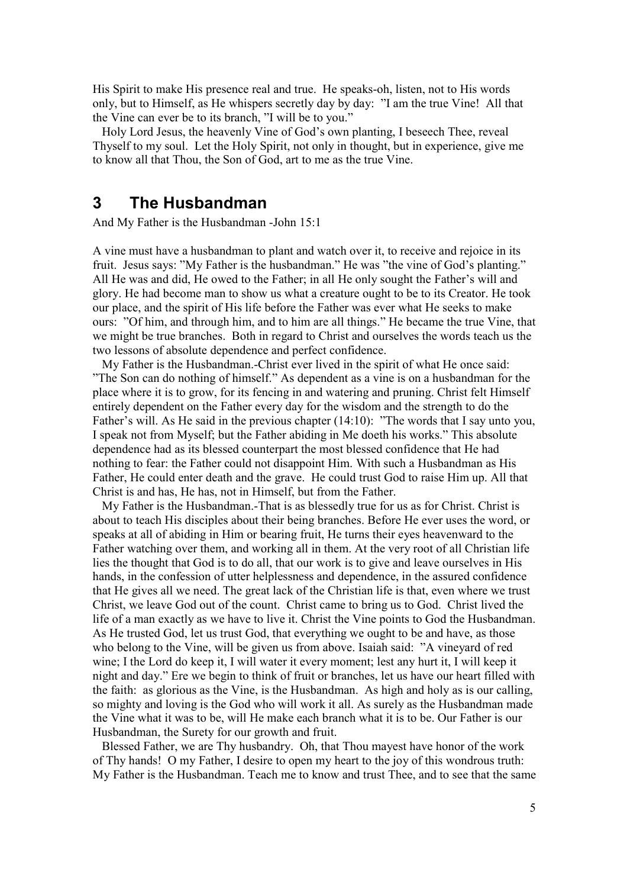His Spirit to make His presence real and true. He speaks-oh, listen, not to His words only, but to Himself, as He whispers secretly day by day: "I am the true Vine! All that the Vine can ever be to its branch, "I will be to you."

Holy Lord Jesus, the heavenly Vine of God's own planting, I beseech Thee, reveal Thyself to my soul. Let the Holy Spirit, not only in thought, but in experience, give me to know all that Thou, the Son of God, art to me as the true Vine.

## 3 The Husbandman

And My Father is the Husbandman -John 15:1

A vine must have a husbandman to plant and watch over it, to receive and rejoice in its fruit. Jesus says: "My Father is the husbandman." He was "the vine of God's planting." All He was and did, He owed to the Father; in all He only sought the Father's will and glory. He had become man to show us what a creature ought to be to its Creator. He took our place, and the spirit of His life before the Father was ever what He seeks to make ours: "Of him, and through him, and to him are all things." He became the true Vine, that we might be true branches. Both in regard to Christ and ourselves the words teach us the two lessons of absolute dependence and perfect confidence.

My Father is the Husbandman.-Christ ever lived in the spirit of what He once said: "The Son can do nothing of himself." As dependent as a vine is on a husbandman for the place where it is to grow, for its fencing in and watering and pruning. Christ felt Himself entirely dependent on the Father every day for the wisdom and the strength to do the Father's will. As He said in the previous chapter (14:10): "The words that I say unto you, I speak not from Myself; but the Father abiding in Me doeth his works." This absolute dependence had as its blessed counterpart the most blessed confidence that He had nothing to fear: the Father could not disappoint Him. With such a Husbandman as His Father, He could enter death and the grave. He could trust God to raise Him up. All that Christ is and has, He has, not in Himself, but from the Father.

My Father is the Husbandman.-That is as blessedly true for us as for Christ. Christ is about to teach His disciples about their being branches. Before He ever uses the word, or speaks at all of abiding in Him or bearing fruit, He turns their eyes heavenward to the Father watching over them, and working all in them. At the very root of all Christian life lies the thought that God is to do all, that our work is to give and leave ourselves in His hands, in the confession of utter helplessness and dependence, in the assured confidence that He gives all we need. The great lack of the Christian life is that, even where we trust Christ, we leave God out of the count. Christ came to bring us to God. Christ lived the life of a man exactly as we have to live it. Christ the Vine points to God the Husbandman. As He trusted God, let us trust God, that everything we ought to be and have, as those who belong to the Vine, will be given us from above. Isaiah said: "A vineyard of red wine; I the Lord do keep it, I will water it every moment; lest any hurt it, I will keep it night and day." Ere we begin to think of fruit or branches, let us have our heart filled with the faith: as glorious as the Vine, is the Husbandman. As high and holy as is our calling, so mighty and loving is the God who will work it all. As surely as the Husbandman made the Vine what it was to be, will He make each branch what it is to be. Our Father is our Husbandman, the Surety for our growth and fruit.

Blessed Father, we are Thy husbandry. Oh, that Thou mayest have honor of the work of Thy hands! O my Father, I desire to open my heart to the joy of this wondrous truth: My Father is the Husbandman. Teach me to know and trust Thee, and to see that the same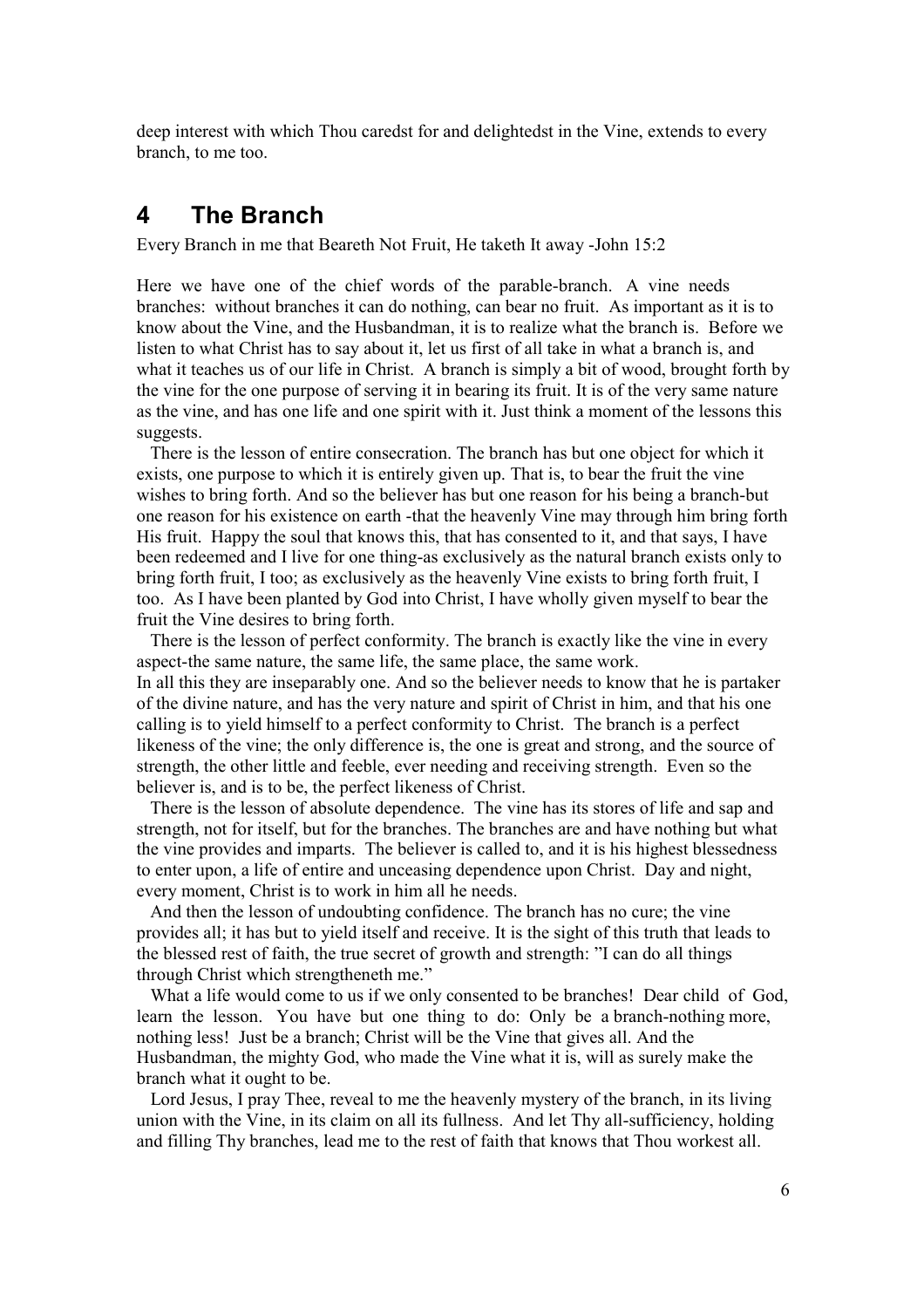deep interest with which Thou caredst for and delightedst in the Vine, extends to every branch, to me too.

## 4 The Branch

Every Branch in me that Beareth Not Fruit, He taketh It away -John 15:2

Here we have one of the chief words of the parable-branch. A vine needs branches: without branches it can do nothing, can bear no fruit. As important as it is to know about the Vine, and the Husbandman, it is to realize what the branch is. Before we listen to what Christ has to say about it, let us first of all take in what a branch is, and what it teaches us of our life in Christ. A branch is simply a bit of wood, brought forth by the vine for the one purpose of serving it in bearing its fruit. It is of the very same nature as the vine, and has one life and one spirit with it. Just think a moment of the lessons this suggests.

There is the lesson of entire consecration. The branch has but one object for which it exists, one purpose to which it is entirely given up. That is, to bear the fruit the vine wishes to bring forth. And so the believer has but one reason for his being a branch-but one reason for his existence on earth -that the heavenly Vine may through him bring forth His fruit. Happy the soul that knows this, that has consented to it, and that says, I have been redeemed and I live for one thing-as exclusively as the natural branch exists only to bring forth fruit, I too; as exclusively as the heavenly Vine exists to bring forth fruit, I too. As I have been planted by God into Christ, I have wholly given myself to bear the fruit the Vine desires to bring forth.

There is the lesson of perfect conformity. The branch is exactly like the vine in every aspect-the same nature, the same life, the same place, the same work.
In all this they are inseparably one. And so the believer needs to know that he is partaker of the divine nature, and has the very nature and spirit of Christ in him, and that his one calling is to yield himself to a perfect conformity to Christ. The branch is a perfect likeness of the vine; the only difference is, the one is great and strong, and the source of strength, the other little and feeble, ever needing and receiving strength. Even so the believer is, and is to be, the perfect likeness of Christ.

There is the lesson of absolute dependence. The vine has its stores of life and sap and strength, not for itself, but for the branches. The branches are and have nothing but what the vine provides and imparts. The believer is called to, and it is his highest blessedness to enter upon, a life of entire and unceasing dependence upon Christ. Day and night, every moment, Christ is to work in him all he needs.

And then the lesson of undoubting confidence. The branch has no cure; the vine provides all; it has but to yield itself and receive. It is the sight of this truth that leads to the blessed rest of faith, the true secret of growth and strength: "I can do all things through Christ which strengtheneth me."

What a life would come to us if we only consented to be branches! Dear child of God, learn the lesson. You have but one thing to do: Only be a branch-nothing more, nothing less! Just be a branch; Christ will be the Vine that gives all. And the Husbandman, the mighty God, who made the Vine what it is, will as surely make the branch what it ought to be.

Lord Jesus, I pray Thee, reveal to me the heavenly mystery of the branch, in its living union with the Vine, in its claim on all its fullness. And let Thy all-sufficiency, holding and filling Thy branches, lead me to the rest of faith that knows that Thou workest all.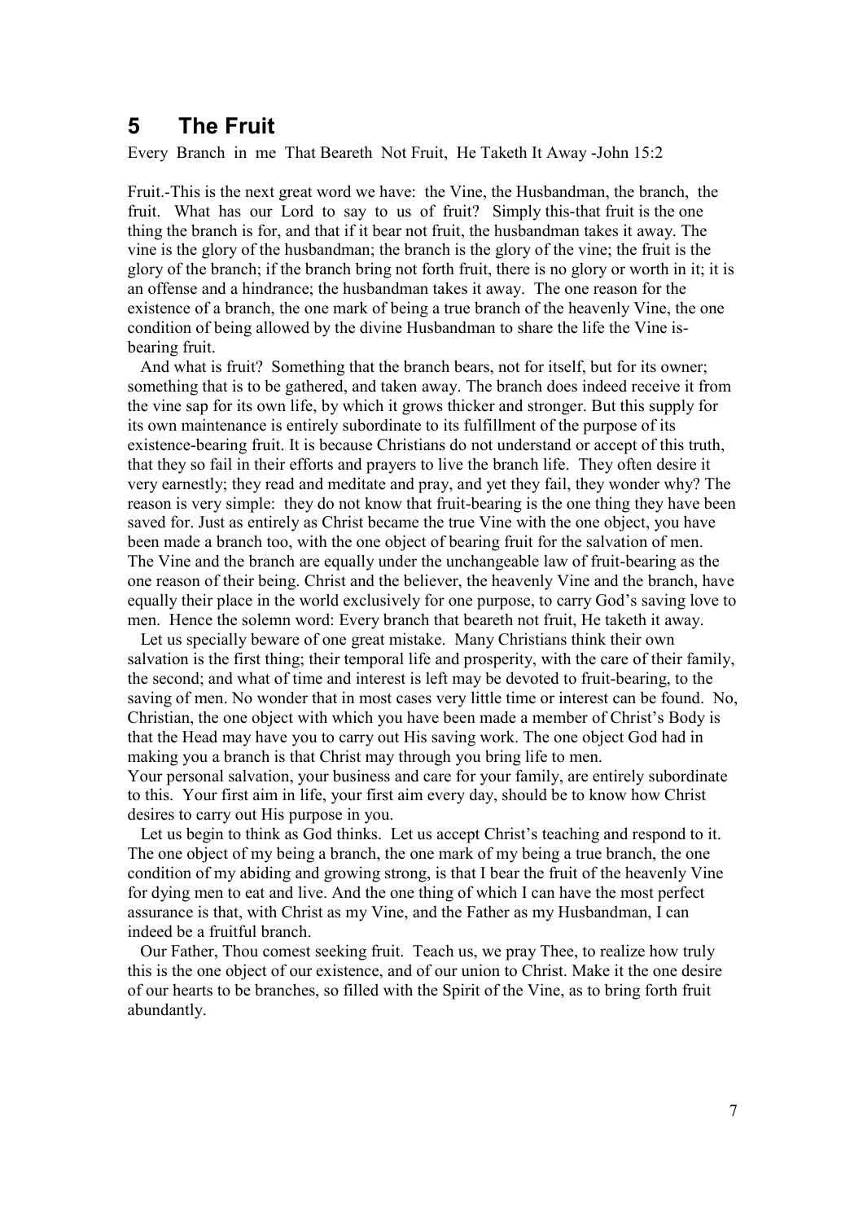## 5 The Fruit

Every Branch in me That Beareth Not Fruit, He Taketh It Away -John 15:2

Fruit.-This is the next great word we have: the Vine, the Husbandman, the branch, the fruit. What has our Lord to say to us of fruit? Simply this-that fruit is the one thing the branch is for, and that if it bear not fruit, the husbandman takes it away. The vine is the glory of the husbandman; the branch is the glory of the vine; the fruit is the glory of the branch; if the branch bring not forth fruit, there is no glory or worth in it; it is an offense and a hindrance; the husbandman takes it away. The one reason for the existence of a branch, the one mark of being a true branch of the heavenly Vine, the one condition of being allowed by the divine Husbandman to share the life the Vine is-bearing fruit.

And what is fruit? Something that the branch bears, not for itself, but for its owner; something that is to be gathered, and taken away. The branch does indeed receive it from the vine sap for its own life, by which it grows thicker and stronger. But this supply for its own maintenance is entirely subordinate to its fulfillment of the purpose of its existence-bearing fruit. It is because Christians do not understand or accept of this truth, that they so fail in their efforts and prayers to live the branch life. They often desire it very earnestly; they read and meditate and pray, and yet they fail, they wonder why? The reason is very simple: they do not know that fruit-bearing is the one thing they have been saved for. Just as entirely as Christ became the true Vine with the one object, you have been made a branch too, with the one object of bearing fruit for the salvation of men. The Vine and the branch are equally under the unchangeable law of fruit-bearing as the one reason of their being. Christ and the believer, the heavenly Vine and the branch, have equally their place in the world exclusively for one purpose, to carry God's saving love to men. Hence the solemn word: Every branch that beareth not fruit, He taketh it away.

Let us specially beware of one great mistake. Many Christians think their own salvation is the first thing; their temporal life and prosperity, with the care of their family, the second; and what of time and interest is left may be devoted to fruit-bearing, to the saving of men. No wonder that in most cases very little time or interest can be found. No, Christian, the one object with which you have been made a member of Christ's Body is that the Head may have you to carry out His saving work. The one object God had in making you a branch is that Christ may through you bring life to men.
Your personal salvation, your business and care for your family, are entirely subordinate to this. Your first aim in life, your first aim every day, should be to know how Christ desires to carry out His purpose in you.

Let us begin to think as God thinks. Let us accept Christ's teaching and respond to it. The one object of my being a branch, the one mark of my being a true branch, the one condition of my abiding and growing strong, is that I bear the fruit of the heavenly Vine for dying men to eat and live. And the one thing of which I can have the most perfect assurance is that, with Christ as my Vine, and the Father as my Husbandman, I can indeed be a fruitful branch.

Our Father, Thou comest seeking fruit. Teach us, we pray Thee, to realize how truly this is the one object of our existence, and of our union to Christ. Make it the one desire of our hearts to be branches, so filled with the Spirit of the Vine, as to bring forth fruit abundantly.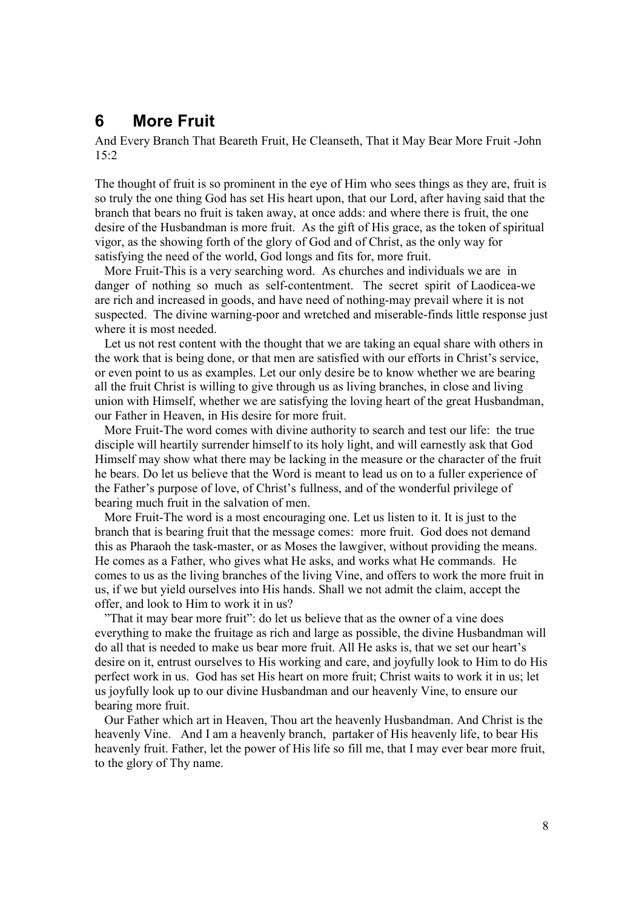## 6 More Fruit

And Every Branch That Beareth Fruit, He Cleanseth, That it May Bear More Fruit -John 15:2

The thought of fruit is so prominent in the eye of Him who sees things as they are, fruit is so truly the one thing God has set His heart upon, that our Lord, after having said that the branch that bears no fruit is taken away, at once adds: and where there is fruit, the one desire of the Husbandman is more fruit. As the gift of His grace, as the token of spiritual vigor, as the showing forth of the glory of God and of Christ, as the only way for satisfying the need of the world, God longs and fits for, more fruit.

More Fruit-This is a very searching word. As churches and individuals we are in danger of nothing so much as self-contentment. The secret spirit of Laodicea-we are rich and increased in goods, and have need of nothing-may prevail where it is not suspected. The divine warning-poor and wretched and miserable-finds little response just where it is most needed.

Let us not rest content with the thought that we are taking an equal share with others in the work that is being done, or that men are satisfied with our efforts in Christ's service, or even point to us as examples. Let our only desire be to know whether we are bearing all the fruit Christ is willing to give through us as living branches, in close and living union with Himself, whether we are satisfying the loving heart of the great Husbandman, our Father in Heaven, in His desire for more fruit.

More Fruit-The word comes with divine authority to search and test our life: the true disciple will heartily surrender himself to its holy light, and will earnestly ask that God Himself may show what there may be lacking in the measure or the character of the fruit he bears. Do let us believe that the Word is meant to lead us on to a fuller experience of the Father's purpose of love, of Christ's fullness, and of the wonderful privilege of bearing much fruit in the salvation of men.

More Fruit-The word is a most encouraging one. Let us listen to it. It is just to the branch that is bearing fruit that the message comes: more fruit. God does not demand this as Pharaoh the task-master, or as Moses the lawgiver, without providing the means. He comes as a Father, who gives what He asks, and works what He commands. He comes to us as the living branches of the living Vine, and offers to work the more fruit in us, if we but yield ourselves into His hands. Shall we not admit the claim, accept the offer, and look to Him to work it in us?

"That it may bear more fruit": do let us believe that as the owner of a vine does everything to make the fruitage as rich and large as possible, the divine Husbandman will do all that is needed to make us bear more fruit. All He asks is, that we set our heart's desire on it, entrust ourselves to His working and care, and joyfully look to Him to do His perfect work in us. God has set His heart on more fruit; Christ waits to work it in us; let us joyfully look up to our divine Husbandman and our heavenly Vine, to ensure our bearing more fruit.

Our Father which art in Heaven, Thou art the heavenly Husbandman. And Christ is the heavenly Vine. And I am a heavenly branch, partaker of His heavenly life, to bear His heavenly fruit. Father, let the power of His life so fill me, that I may ever bear more fruit, to the glory of Thy name.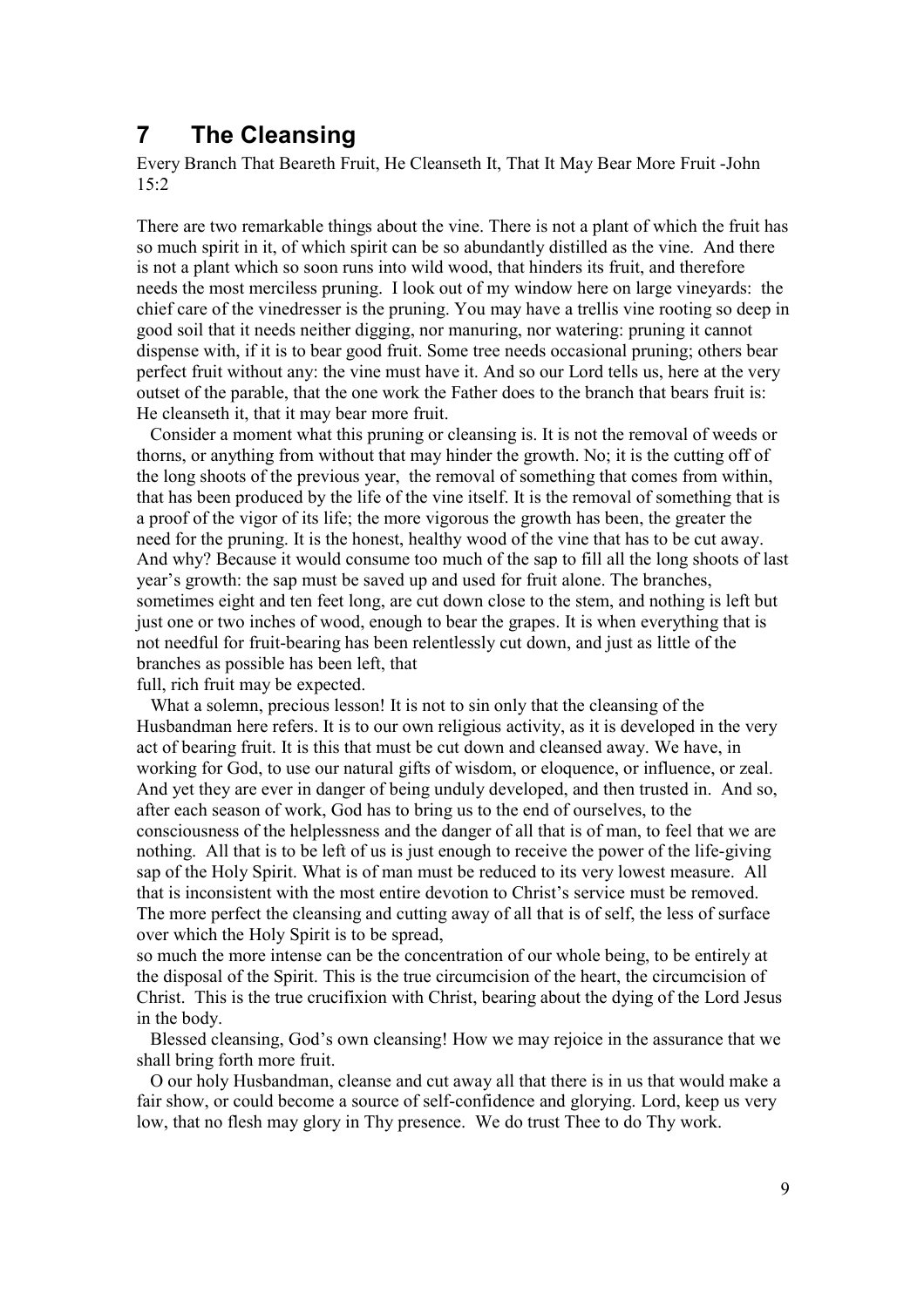# 7 The Cleansing

Every Branch That Beareth Fruit, He Cleanseth It, That It May Bear More Fruit -John 15:2

There are two remarkable things about the vine. There is not a plant of which the fruit has so much spirit in it, of which spirit can be so abundantly distilled as the vine. And there is not a plant which so soon runs into wild wood, that hinders its fruit, and therefore needs the most merciless pruning. I look out of my window here on large vineyards: the chief care of the vinedresser is the pruning. You may have a trellis vine rooting so deep in good soil that it needs neither digging, nor manuring, nor watering: pruning it cannot dispense with, if it is to bear good fruit. Some tree needs occasional pruning; others bear perfect fruit without any: the vine must have it. And so our Lord tells us, here at the very outset of the parable, that the one work the Father does to the branch that bears fruit is: He cleanseth it, that it may bear more fruit.

Consider a moment what this pruning or cleansing is. It is not the removal of weeds or thorns, or anything from without that may hinder the growth. No; it is the cutting off of the long shoots of the previous year, the removal of something that comes from within, that has been produced by the life of the vine itself. It is the removal of something that is a proof of the vigor of its life; the more vigorous the growth has been, the greater the need for the pruning. It is the honest, healthy wood of the vine that has to be cut away. And why? Because it would consume too much of the sap to fill all the long shoots of last year's growth: the sap must be saved up and used for fruit alone. The branches, sometimes eight and ten feet long, are cut down close to the stem, and nothing is left but just one or two inches of wood, enough to bear the grapes. It is when everything that is not needful for fruit-bearing has been relentlessly cut down, and just as little of the branches as possible has been left, that full, rich fruit may be expected.

What a solemn, precious lesson! It is not to sin only that the cleansing of the Husbandman here refers. It is to our own religious activity, as it is developed in the very act of bearing fruit. It is this that must be cut down and cleansed away. We have, in working for God, to use our natural gifts of wisdom, or eloquence, or influence, or zeal. And yet they are ever in danger of being unduly developed, and then trusted in. And so, after each season of work, God has to bring us to the end of ourselves, to the consciousness of the helplessness and the danger of all that is of man, to feel that we are nothing. All that is to be left of us is just enough to receive the power of the life-giving sap of the Holy Spirit. What is of man must be reduced to its very lowest measure. All that is inconsistent with the most entire devotion to Christ's service must be removed. The more perfect the cleansing and cutting away of all that is of self, the less of surface over which the Holy Spirit is to be spread, so much the more intense can be the concentration of our whole being, to be entirely at the disposal of the Spirit. This is the true circumcision of the heart, the circumcision of Christ. This is the true crucifixion with Christ, bearing about the dying of the Lord Jesus in the body.

Blessed cleansing, God's own cleansing! How we may rejoice in the assurance that we shall bring forth more fruit.

O our holy Husbandman, cleanse and cut away all that there is in us that would make a fair show, or could become a source of self-confidence and glorying. Lord, keep us very low, that no flesh may glory in Thy presence. We do trust Thee to do Thy work.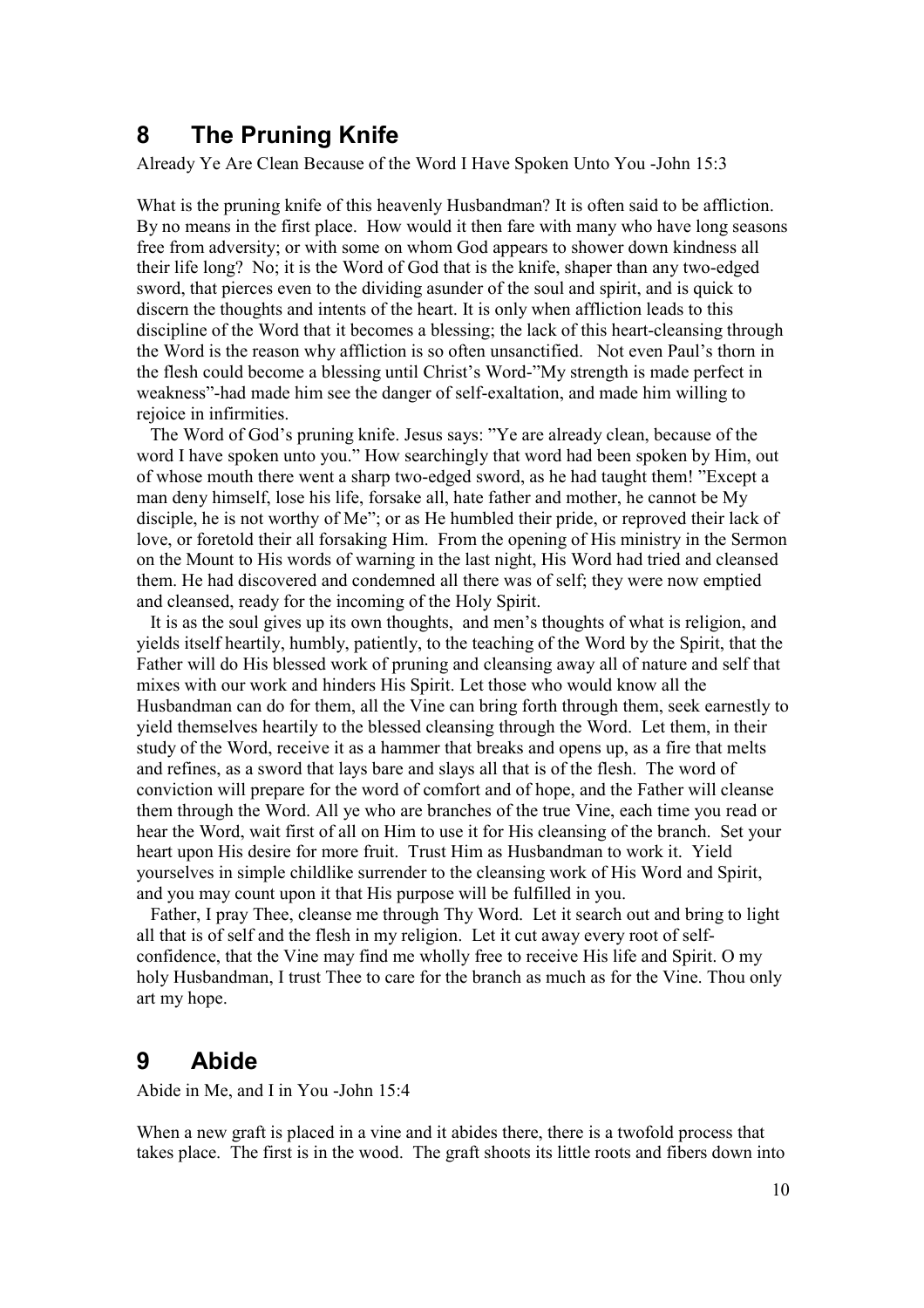## 8 The Pruning Knife

Already Ye Are Clean Because of the Word I Have Spoken Unto You -John 15:3

What is the pruning knife of this heavenly Husbandman? It is often said to be affliction. By no means in the first place. How would it then fare with many who have long seasons free from adversity; or with some on whom God appears to shower down kindness all their life long? No; it is the Word of God that is the knife, shaper than any two-edged sword, that pierces even to the dividing asunder of the soul and spirit, and is quick to discern the thoughts and intents of the heart. It is only when affliction leads to this discipline of the Word that it becomes a blessing; the lack of this heart-cleansing through the Word is the reason why affliction is so often unsanctified. Not even Paul's thorn in the flesh could become a blessing until Christ's Word-"My strength is made perfect in weakness"-had made him see the danger of self-exaltation, and made him willing to rejoice in infirmities.

The Word of God's pruning knife. Jesus says: "Ye are already clean, because of the word I have spoken unto you." How searchingly that word had been spoken by Him, out of whose mouth there went a sharp two-edged sword, as he had taught them! "Except a man deny himself, lose his life, forsake all, hate father and mother, he cannot be My disciple, he is not worthy of Me"; or as He humbled their pride, or reproved their lack of love, or foretold their all forsaking Him. From the opening of His ministry in the Sermon on the Mount to His words of warning in the last night, His Word had tried and cleansed them. He had discovered and condemned all there was of self; they were now emptied and cleansed, ready for the incoming of the Holy Spirit.

It is as the soul gives up its own thoughts, and men's thoughts of what is religion, and yields itself heartily, humbly, patiently, to the teaching of the Word by the Spirit, that the Father will do His blessed work of pruning and cleansing away all of nature and self that mixes with our work and hinders His Spirit. Let those who would know all the Husbandman can do for them, all the Vine can bring forth through them, seek earnestly to yield themselves heartily to the blessed cleansing through the Word. Let them, in their study of the Word, receive it as a hammer that breaks and opens up, as a fire that melts and refines, as a sword that lays bare and slays all that is of the flesh. The word of conviction will prepare for the word of comfort and of hope, and the Father will cleanse them through the Word. All ye who are branches of the true Vine, each time you read or hear the Word, wait first of all on Him to use it for His cleansing of the branch. Set your heart upon His desire for more fruit. Trust Him as Husbandman to work it. Yield yourselves in simple childlike surrender to the cleansing work of His Word and Spirit, and you may count upon it that His purpose will be fulfilled in you.

Father, I pray Thee, cleanse me through Thy Word. Let it search out and bring to light all that is of self and the flesh in my religion. Let it cut away every root of self-confidence, that the Vine may find me wholly free to receive His life and Spirit. O my holy Husbandman, I trust Thee to care for the branch as much as for the Vine. Thou only art my hope.

## 9 Abide

Abide in Me, and I in You -John 15:4

When a new graft is placed in a vine and it abides there, there is a twofold process that takes place. The first is in the wood. The graft shoots its little roots and fibers down into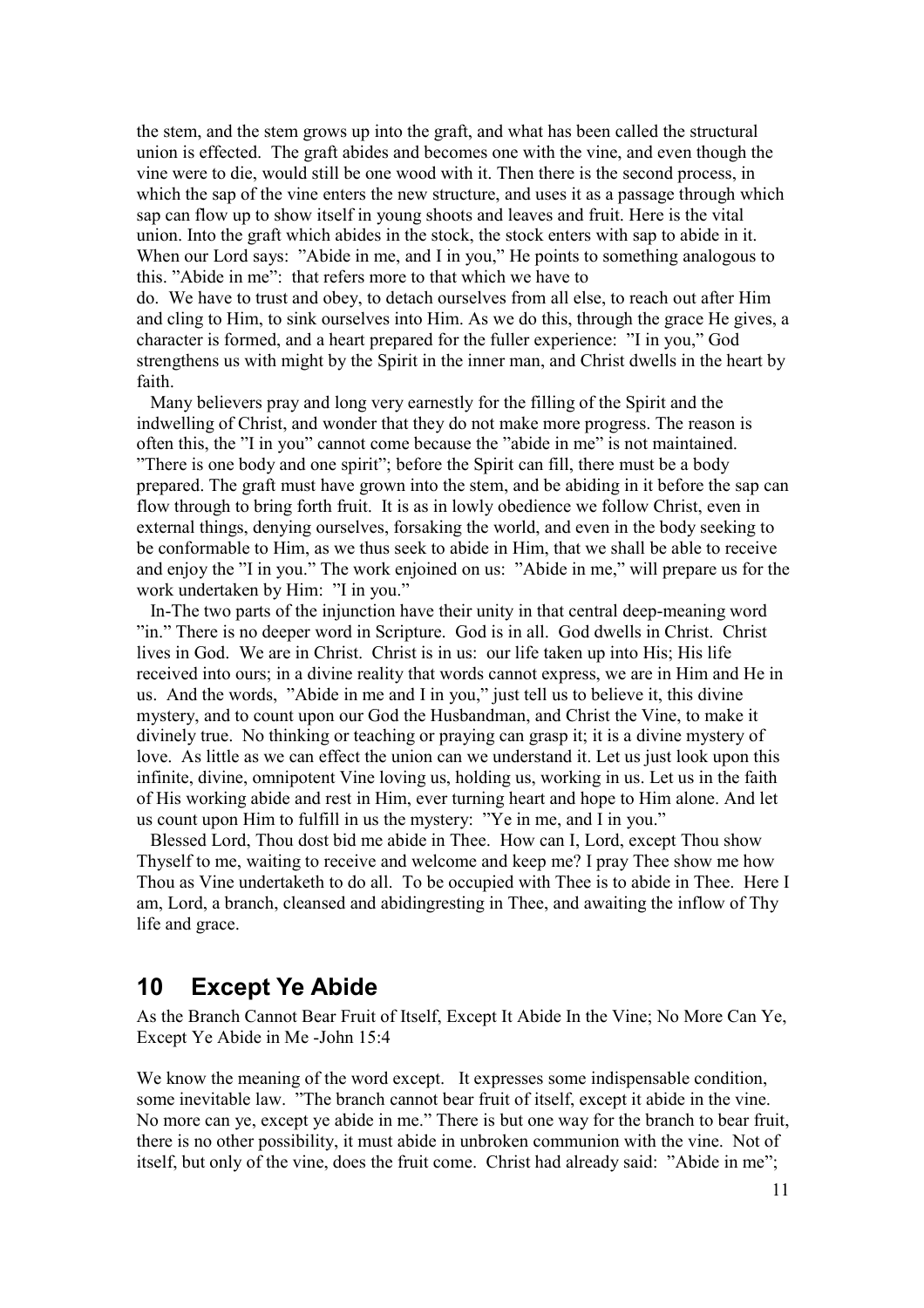the stem, and the stem grows up into the graft, and what has been called the structural union is effected. The graft abides and becomes one with the vine, and even though the vine were to die, would still be one wood with it. Then there is the second process, in which the sap of the vine enters the new structure, and uses it as a passage through which sap can flow up to show itself in young shoots and leaves and fruit. Here is the vital union. Into the graft which abides in the stock, the stock enters with sap to abide in it. When our Lord says: "Abide in me, and I in you," He points to something analogous to this. "Abide in me": that refers more to that which we have to
do. We have to trust and obey, to detach ourselves from all else, to reach out after Him and cling to Him, to sink ourselves into Him. As we do this, through the grace He gives, a character is formed, and a heart prepared for the fuller experience: "I in you," God strengthens us with might by the Spirit in the inner man, and Christ dwells in the heart by faith.

Many believers pray and long very earnestly for the filling of the Spirit and the indwelling of Christ, and wonder that they do not make more progress. The reason is often this, the "I in you" cannot come because the "abide in me" is not maintained. "There is one body and one spirit"; before the Spirit can fill, there must be a body prepared. The graft must have grown into the stem, and be abiding in it before the sap can flow through to bring forth fruit. It is as in lowly obedience we follow Christ, even in external things, denying ourselves, forsaking the world, and even in the body seeking to be conformable to Him, as we thus seek to abide in Him, that we shall be able to receive and enjoy the "I in you." The work enjoined on us: "Abide in me," will prepare us for the work undertaken by Him: "I in you."

In-The two parts of the injunction have their unity in that central deep-meaning word "in." There is no deeper word in Scripture. God is in all. God dwells in Christ. Christ lives in God. We are in Christ. Christ is in us: our life taken up into His; His life received into ours; in a divine reality that words cannot express, we are in Him and He in us. And the words, "Abide in me and I in you," just tell us to believe it, this divine mystery, and to count upon our God the Husbandman, and Christ the Vine, to make it divinely true. No thinking or teaching or praying can grasp it; it is a divine mystery of love. As little as we can effect the union can we understand it. Let us just look upon this infinite, divine, omnipotent Vine loving us, holding us, working in us. Let us in the faith of His working abide and rest in Him, ever turning heart and hope to Him alone. And let us count upon Him to fulfill in us the mystery: "Ye in me, and I in you."

Blessed Lord, Thou dost bid me abide in Thee. How can I, Lord, except Thou show Thyself to me, waiting to receive and welcome and keep me? I pray Thee show me how Thou as Vine undertaketh to do all. To be occupied with Thee is to abide in Thee. Here I am, Lord, a branch, cleansed and abidingresting in Thee, and awaiting the inflow of Thy life and grace.

## 10 Except Ye Abide

As the Branch Cannot Bear Fruit of Itself, Except It Abide In the Vine; No More Can Ye, Except Ye Abide in Me -John 15:4

We know the meaning of the word except. It expresses some indispensable condition, some inevitable law. "The branch cannot bear fruit of itself, except it abide in the vine. No more can ye, except ye abide in me." There is but one way for the branch to bear fruit, there is no other possibility, it must abide in unbroken communion with the vine. Not of itself, but only of the vine, does the fruit come. Christ had already said: "Abide in me";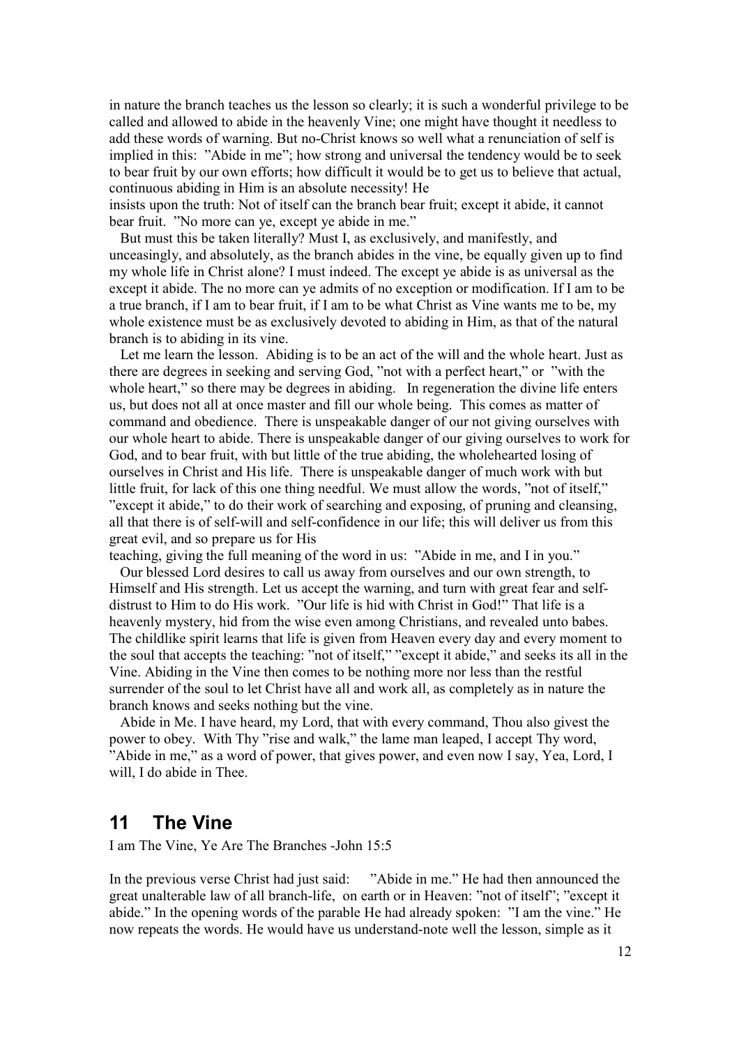in nature the branch teaches us the lesson so clearly; it is such a wonderful privilege to be called and allowed to abide in the heavenly Vine; one might have thought it needless to add these words of warning. But no-Christ knows so well what a renunciation of self is implied in this: "Abide in me"; how strong and universal the tendency would be to seek to bear fruit by our own efforts; how difficult it would be to get us to believe that actual, continuous abiding in Him is an absolute necessity! He insists upon the truth: Not of itself can the branch bear fruit; except it abide, it cannot bear fruit. "No more can ye, except ye abide in me."

But must this be taken literally? Must I, as exclusively, and manifestly, and unceasingly, and absolutely, as the branch abides in the vine, be equally given up to find my whole life in Christ alone? I must indeed. The except ye abide is as universal as the except it abide. The no more can ye admits of no exception or modification. If I am to be a true branch, if I am to bear fruit, if I am to be what Christ as Vine wants me to be, my whole existence must be as exclusively devoted to abiding in Him, as that of the natural branch is to abiding in its vine.

Let me learn the lesson. Abiding is to be an act of the will and the whole heart. Just as there are degrees in seeking and serving God, "not with a perfect heart," or "with the whole heart," so there may be degrees in abiding. In regeneration the divine life enters us, but does not all at once master and fill our whole being. This comes as matter of command and obedience. There is unspeakable danger of our not giving ourselves with our whole heart to abide. There is unspeakable danger of our giving ourselves to work for God, and to bear fruit, with but little of the true abiding, the wholehearted losing of ourselves in Christ and His life. There is unspeakable danger of much work with but little fruit, for lack of this one thing needful. We must allow the words, "not of itself," "except it abide," to do their work of searching and exposing, of pruning and cleansing, all that there is of self-will and self-confidence in our life; this will deliver us from this great evil, and so prepare us for His teaching, giving the full meaning of the word in us: "Abide in me, and I in you."

Our blessed Lord desires to call us away from ourselves and our own strength, to Himself and His strength. Let us accept the warning, and turn with great fear and self-distrust to Him to do His work. "Our life is hid with Christ in God!" That life is a heavenly mystery, hid from the wise even among Christians, and revealed unto babes. The childlike spirit learns that life is given from Heaven every day and every moment to the soul that accepts the teaching: "not of itself," "except it abide," and seeks its all in the Vine. Abiding in the Vine then comes to be nothing more nor less than the restful surrender of the soul to let Christ have all and work all, as completely as in nature the branch knows and seeks nothing but the vine.

Abide in Me. I have heard, my Lord, that with every command, Thou also givest the power to obey. With Thy "rise and walk," the lame man leaped, I accept Thy word, "Abide in me," as a word of power, that gives power, and even now I say, Yea, Lord, I will, I do abide in Thee.

## 11 The Vine

I am The Vine, Ye Are The Branches -John 15:5

In the previous verse Christ had just said: "Abide in me." He had then announced the great unalterable law of all branch-life, on earth or in Heaven: "not of itself"; "except it abide." In the opening words of the parable He had already spoken: "I am the vine." He now repeats the words. He would have us understand-note well the lesson, simple as it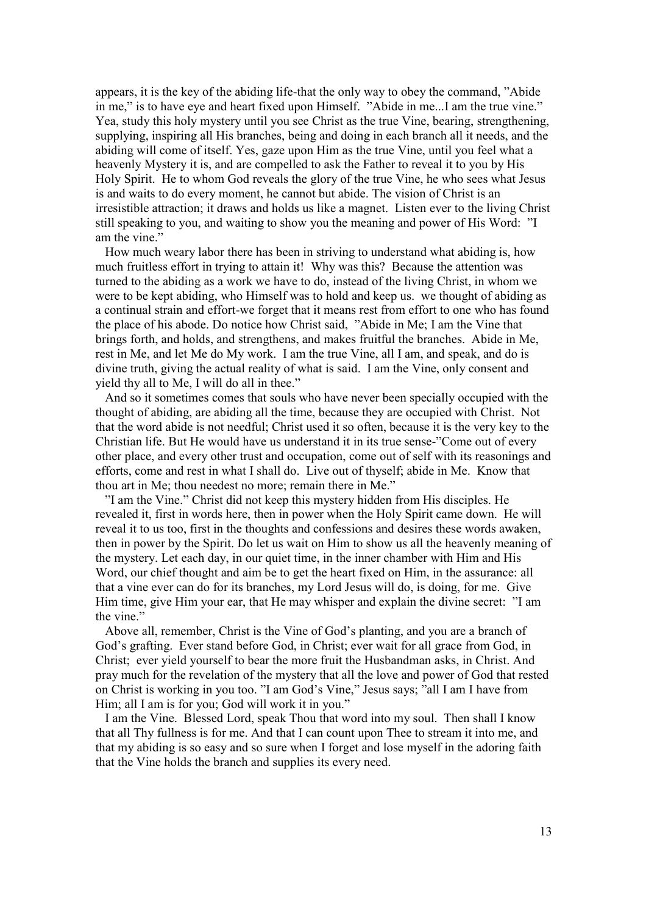appears, it is the key of the abiding life-that the only way to obey the command, "Abide in me," is to have eye and heart fixed upon Himself. "Abide in me...I am the true vine." Yea, study this holy mystery until you see Christ as the true Vine, bearing, strengthening, supplying, inspiring all His branches, being and doing in each branch all it needs, and the abiding will come of itself. Yes, gaze upon Him as the true Vine, until you feel what a heavenly Mystery it is, and are compelled to ask the Father to reveal it to you by His Holy Spirit. He to whom God reveals the glory of the true Vine, he who sees what Jesus is and waits to do every moment, he cannot but abide. The vision of Christ is an irresistible attraction; it draws and holds us like a magnet. Listen ever to the living Christ still speaking to you, and waiting to show you the meaning and power of His Word: "I am the vine."

How much weary labor there has been in striving to understand what abiding is, how much fruitless effort in trying to attain it! Why was this? Because the attention was turned to the abiding as a work we have to do, instead of the living Christ, in whom we were to be kept abiding, who Himself was to hold and keep us. we thought of abiding as a continual strain and effort-we forget that it means rest from effort to one who has found the place of his abode. Do notice how Christ said, "Abide in Me; I am the Vine that brings forth, and holds, and strengthens, and makes fruitful the branches. Abide in Me, rest in Me, and let Me do My work. I am the true Vine, all I am, and speak, and do is divine truth, giving the actual reality of what is said. I am the Vine, only consent and yield thy all to Me, I will do all in thee."

And so it sometimes comes that souls who have never been specially occupied with the thought of abiding, are abiding all the time, because they are occupied with Christ. Not that the word abide is not needful; Christ used it so often, because it is the very key to the Christian life. But He would have us understand it in its true sense-"Come out of every other place, and every other trust and occupation, come out of self with its reasonings and efforts, come and rest in what I shall do. Live out of thyself; abide in Me. Know that thou art in Me; thou needest no more; remain there in Me."

"I am the Vine." Christ did not keep this mystery hidden from His disciples. He revealed it, first in words here, then in power when the Holy Spirit came down. He will reveal it to us too, first in the thoughts and confessions and desires these words awaken, then in power by the Spirit. Do let us wait on Him to show us all the heavenly meaning of the mystery. Let each day, in our quiet time, in the inner chamber with Him and His Word, our chief thought and aim be to get the heart fixed on Him, in the assurance: all that a vine ever can do for its branches, my Lord Jesus will do, is doing, for me. Give Him time, give Him your ear, that He may whisper and explain the divine secret: "I am the vine."

Above all, remember, Christ is the Vine of God's planting, and you are a branch of God's grafting. Ever stand before God, in Christ; ever wait for all grace from God, in Christ; ever yield yourself to bear the more fruit the Husbandman asks, in Christ. And pray much for the revelation of the mystery that all the love and power of God that rested on Christ is working in you too. "I am God's Vine," Jesus says; "all I am I have from Him; all I am is for you; God will work it in you."

I am the Vine. Blessed Lord, speak Thou that word into my soul. Then shall I know that all Thy fullness is for me. And that I can count upon Thee to stream it into me, and that my abiding is so easy and so sure when I forget and lose myself in the adoring faith that the Vine holds the branch and supplies its every need.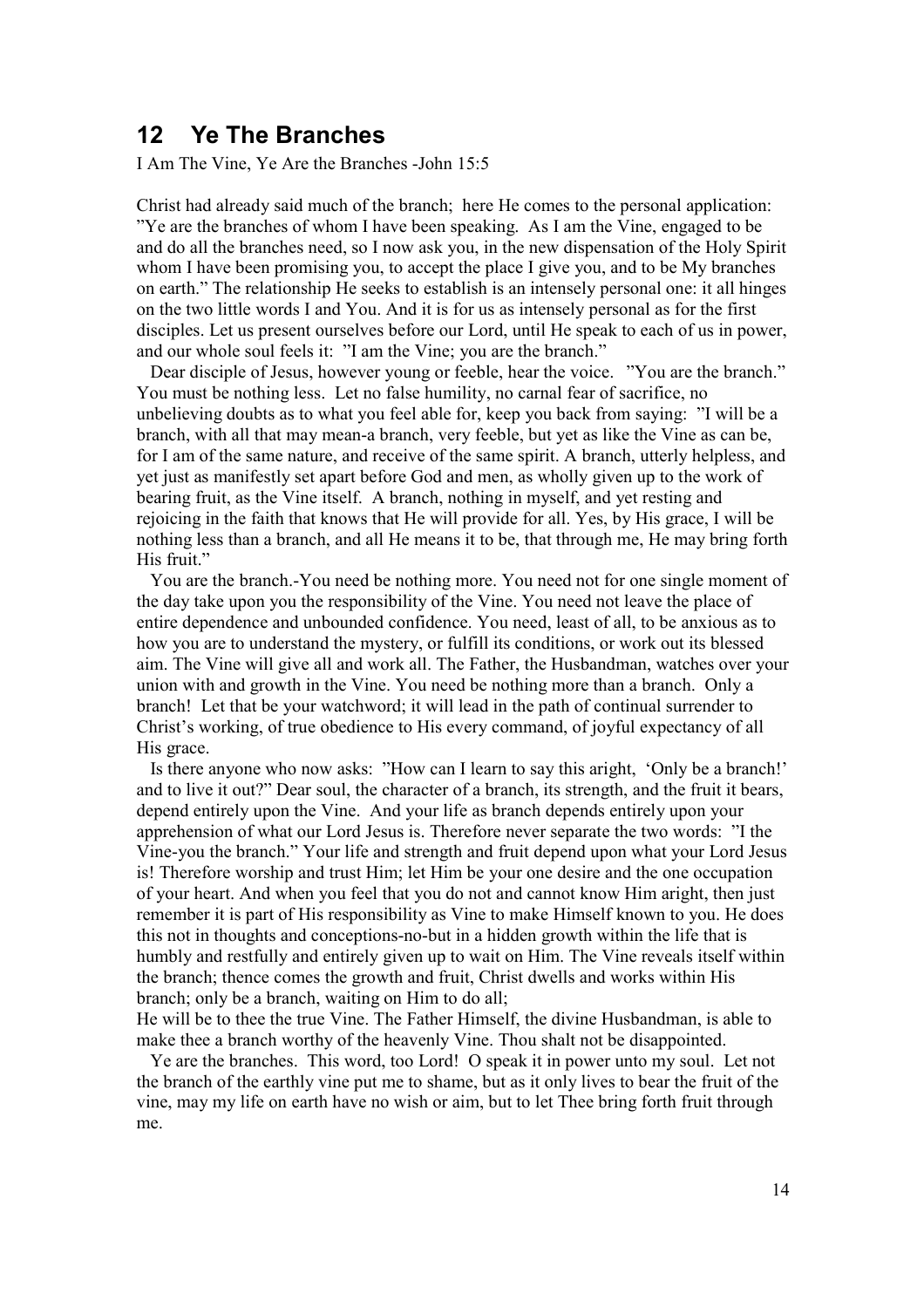## 12 Ye The Branches

I Am The Vine, Ye Are the Branches -John 15:5

Christ had already said much of the branch; here He comes to the personal application: "Ye are the branches of whom I have been speaking. As I am the Vine, engaged to be and do all the branches need, so I now ask you, in the new dispensation of the Holy Spirit whom I have been promising you, to accept the place I give you, and to be My branches on earth." The relationship He seeks to establish is an intensely personal one: it all hinges on the two little words I and You. And it is for us as intensely personal as for the first disciples. Let us present ourselves before our Lord, until He speak to each of us in power, and our whole soul feels it: "I am the Vine; you are the branch."

Dear disciple of Jesus, however young or feeble, hear the voice. "You are the branch." You must be nothing less. Let no false humility, no carnal fear of sacrifice, no unbelieving doubts as to what you feel able for, keep you back from saying: "I will be a branch, with all that may mean-a branch, very feeble, but yet as like the Vine as can be, for I am of the same nature, and receive of the same spirit. A branch, utterly helpless, and yet just as manifestly set apart before God and men, as wholly given up to the work of bearing fruit, as the Vine itself. A branch, nothing in myself, and yet resting and rejoicing in the faith that knows that He will provide for all. Yes, by His grace, I will be nothing less than a branch, and all He means it to be, that through me, He may bring forth His fruit."

You are the branch.-You need be nothing more. You need not for one single moment of the day take upon you the responsibility of the Vine. You need not leave the place of entire dependence and unbounded confidence. You need, least of all, to be anxious as to how you are to understand the mystery, or fulfill its conditions, or work out its blessed aim. The Vine will give all and work all. The Father, the Husbandman, watches over your union with and growth in the Vine. You need be nothing more than a branch. Only a branch! Let that be your watchword; it will lead in the path of continual surrender to Christ's working, of true obedience to His every command, of joyful expectancy of all His grace.

Is there anyone who now asks: "How can I learn to say this aright, 'Only be a branch!' and to live it out?" Dear soul, the character of a branch, its strength, and the fruit it bears, depend entirely upon the Vine. And your life as branch depends entirely upon your apprehension of what our Lord Jesus is. Therefore never separate the two words: "I the Vine-you the branch." Your life and strength and fruit depend upon what your Lord Jesus is! Therefore worship and trust Him; let Him be your one desire and the one occupation of your heart. And when you feel that you do not and cannot know Him aright, then just remember it is part of His responsibility as Vine to make Himself known to you. He does this not in thoughts and conceptions-no-but in a hidden growth within the life that is humbly and restfully and entirely given up to wait on Him. The Vine reveals itself within the branch; thence comes the growth and fruit, Christ dwells and works within His branch; only be a branch, waiting on Him to do all;

He will be to thee the true Vine. The Father Himself, the divine Husbandman, is able to make thee a branch worthy of the heavenly Vine. Thou shalt not be disappointed.

Ye are the branches. This word, too Lord! O speak it in power unto my soul. Let not the branch of the earthly vine put me to shame, but as it only lives to bear the fruit of the vine, may my life on earth have no wish or aim, but to let Thee bring forth fruit through me.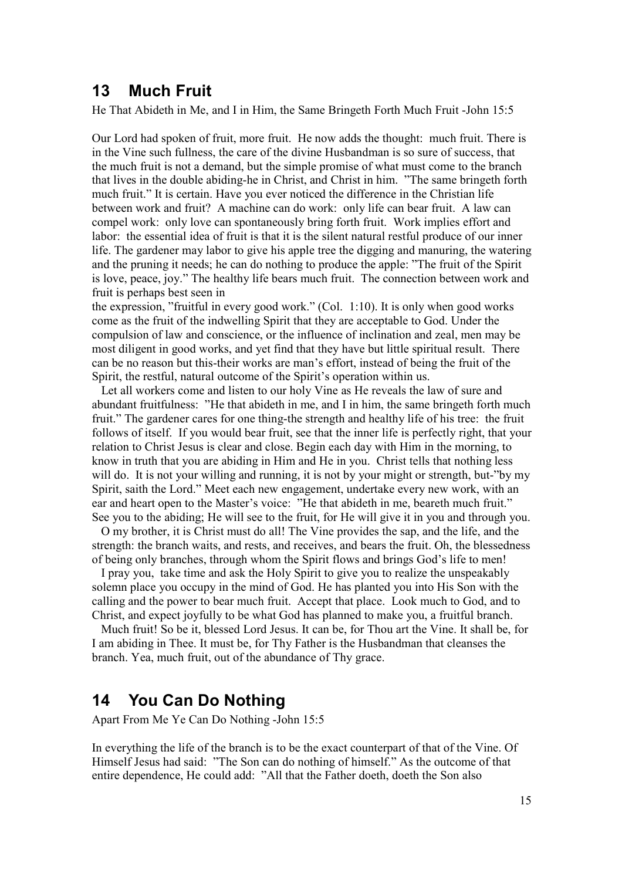## 13 Much Fruit

He That Abideth in Me, and I in Him, the Same Bringeth Forth Much Fruit -John 15:5

Our Lord had spoken of fruit, more fruit. He now adds the thought: much fruit. There is in the Vine such fullness, the care of the divine Husbandman is so sure of success, that the much fruit is not a demand, but the simple promise of what must come to the branch that lives in the double abiding-he in Christ, and Christ in him. "The same bringeth forth much fruit." It is certain. Have you ever noticed the difference in the Christian life between work and fruit? A machine can do work: only life can bear fruit. A law can compel work: only love can spontaneously bring forth fruit. Work implies effort and labor: the essential idea of fruit is that it is the silent natural restful produce of our inner life. The gardener may labor to give his apple tree the digging and manuring, the watering and the pruning it needs; he can do nothing to produce the apple: "The fruit of the Spirit is love, peace, joy." The healthy life bears much fruit. The connection between work and fruit is perhaps best seen in the expression, "fruitful in every good work." (Col. 1:10). It is only when good works come as the fruit of the indwelling Spirit that they are acceptable to God. Under the compulsion of law and conscience, or the influence of inclination and zeal, men may be most diligent in good works, and yet find that they have but little spiritual result. There can be no reason but this-their works are man's effort, instead of being the fruit of the Spirit, the restful, natural outcome of the Spirit's operation within us.

Let all workers come and listen to our holy Vine as He reveals the law of sure and abundant fruitfulness: "He that abideth in me, and I in him, the same bringeth forth much fruit." The gardener cares for one thing-the strength and healthy life of his tree: the fruit follows of itself. If you would bear fruit, see that the inner life is perfectly right, that your relation to Christ Jesus is clear and close. Begin each day with Him in the morning, to know in truth that you are abiding in Him and He in you. Christ tells that nothing less will do. It is not your willing and running, it is not by your might or strength, but-"by my Spirit, saith the Lord." Meet each new engagement, undertake every new work, with an ear and heart open to the Master's voice: "He that abideth in me, beareth much fruit." See you to the abiding; He will see to the fruit, for He will give it in you and through you.

O my brother, it is Christ must do all! The Vine provides the sap, and the life, and the strength: the branch waits, and rests, and receives, and bears the fruit. Oh, the blessedness of being only branches, through whom the Spirit flows and brings God's life to men!

I pray you, take time and ask the Holy Spirit to give you to realize the unspeakably solemn place you occupy in the mind of God. He has planted you into His Son with the calling and the power to bear much fruit. Accept that place. Look much to God, and to Christ, and expect joyfully to be what God has planned to make you, a fruitful branch.

Much fruit! So be it, blessed Lord Jesus. It can be, for Thou art the Vine. It shall be, for I am abiding in Thee. It must be, for Thy Father is the Husbandman that cleanses the branch. Yea, much fruit, out of the abundance of Thy grace.

## 14 You Can Do Nothing

Apart From Me Ye Can Do Nothing -John 15:5

In everything the life of the branch is to be the exact counterpart of that of the Vine. Of Himself Jesus had said: "The Son can do nothing of himself." As the outcome of that entire dependence, He could add: "All that the Father doeth, doeth the Son also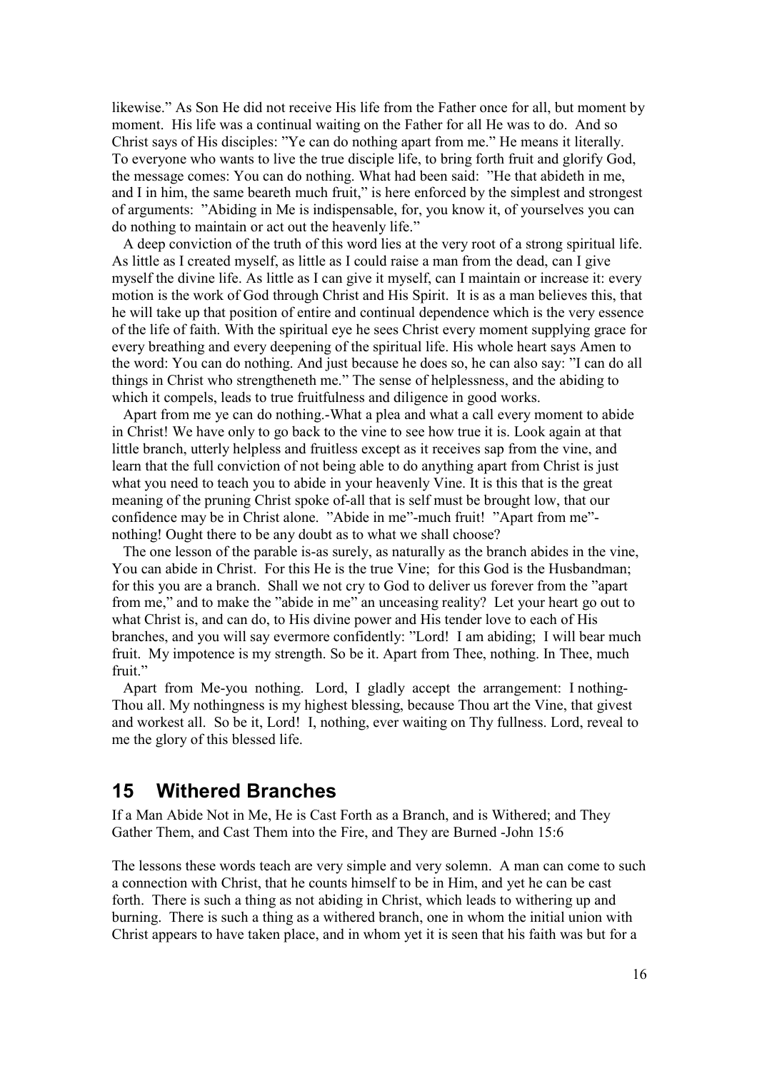likewise." As Son He did not receive His life from the Father once for all, but moment by moment. His life was a continual waiting on the Father for all He was to do. And so Christ says of His disciples: "Ye can do nothing apart from me." He means it literally. To everyone who wants to live the true disciple life, to bring forth fruit and glorify God, the message comes: You can do nothing. What had been said: "He that abideth in me, and I in him, the same beareth much fruit," is here enforced by the simplest and strongest of arguments: "Abiding in Me is indispensable, for, you know it, of yourselves you can do nothing to maintain or act out the heavenly life."

A deep conviction of the truth of this word lies at the very root of a strong spiritual life. As little as I created myself, as little as I could raise a man from the dead, can I give myself the divine life. As little as I can give it myself, can I maintain or increase it: every motion is the work of God through Christ and His Spirit. It is as a man believes this, that he will take up that position of entire and continual dependence which is the very essence of the life of faith. With the spiritual eye he sees Christ every moment supplying grace for every breathing and every deepening of the spiritual life. His whole heart says Amen to the word: You can do nothing. And just because he does so, he can also say: "I can do all things in Christ who strengtheneth me." The sense of helplessness, and the abiding to which it compels, leads to true fruitfulness and diligence in good works.

Apart from me ye can do nothing.-What a plea and what a call every moment to abide in Christ! We have only to go back to the vine to see how true it is. Look again at that little branch, utterly helpless and fruitless except as it receives sap from the vine, and learn that the full conviction of not being able to do anything apart from Christ is just what you need to teach you to abide in your heavenly Vine. It is this that is the great meaning of the pruning Christ spoke of-all that is self must be brought low, that our confidence may be in Christ alone. "Abide in me"-much fruit! "Apart from me"-nothing! Ought there to be any doubt as to what we shall choose?

The one lesson of the parable is-as surely, as naturally as the branch abides in the vine, You can abide in Christ. For this He is the true Vine; for this God is the Husbandman; for this you are a branch. Shall we not cry to God to deliver us forever from the "apart from me," and to make the "abide in me" an unceasing reality? Let your heart go out to what Christ is, and can do, to His divine power and His tender love to each of His branches, and you will say evermore confidently: "Lord! I am abiding; I will bear much fruit. My impotence is my strength. So be it. Apart from Thee, nothing. In Thee, much fruit."

Apart from Me-you nothing. Lord, I gladly accept the arrangement: I nothing-Thou all. My nothingness is my highest blessing, because Thou art the Vine, that givest and workest all. So be it, Lord! I, nothing, ever waiting on Thy fullness. Lord, reveal to me the glory of this blessed life.

## 15 Withered Branches

If a Man Abide Not in Me, He is Cast Forth as a Branch, and is Withered; and They Gather Them, and Cast Them into the Fire, and They are Burned -John 15:6

The lessons these words teach are very simple and very solemn. A man can come to such a connection with Christ, that he counts himself to be in Him, and yet he can be cast forth. There is such a thing as not abiding in Christ, which leads to withering up and burning. There is such a thing as a withered branch, one in whom the initial union with Christ appears to have taken place, and in whom yet it is seen that his faith was but for a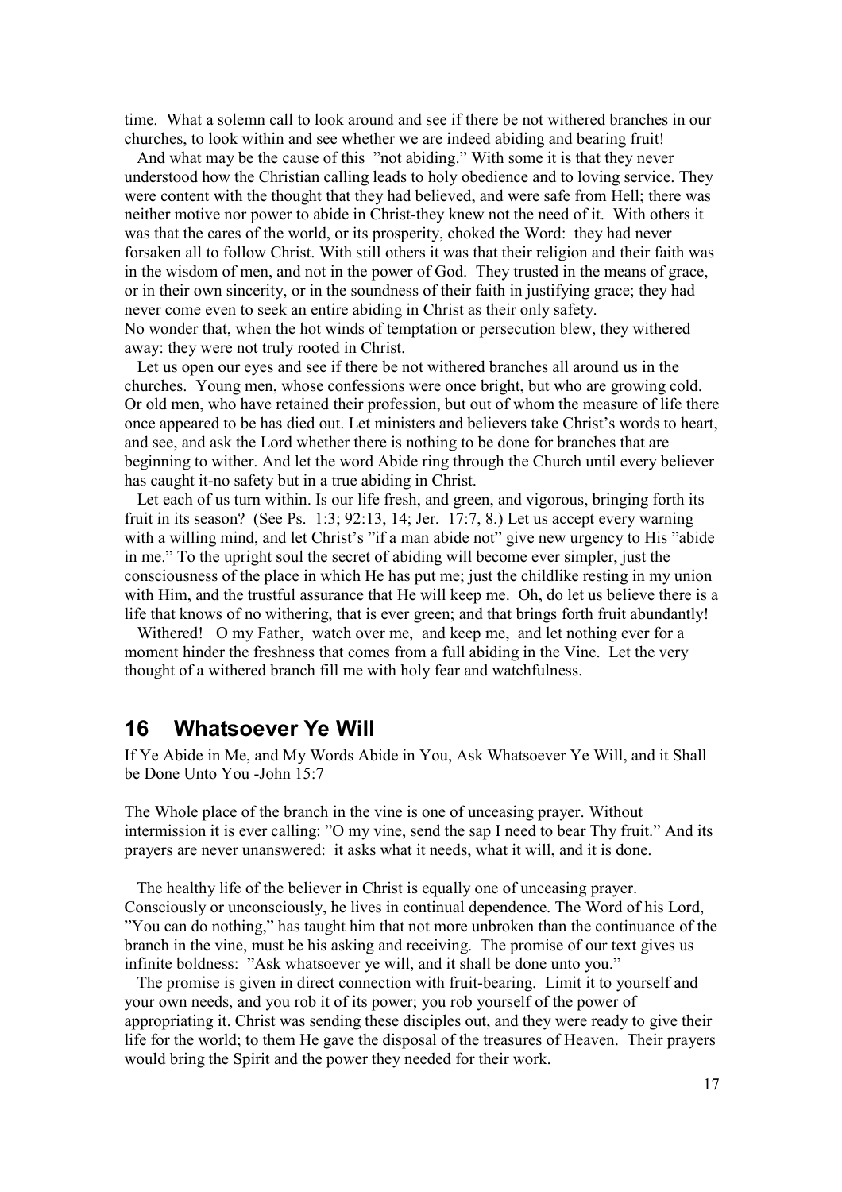time. What a solemn call to look around and see if there be not withered branches in our churches, to look within and see whether we are indeed abiding and bearing fruit!

And what may be the cause of this "not abiding." With some it is that they never understood how the Christian calling leads to holy obedience and to loving service. They were content with the thought that they had believed, and were safe from Hell; there was neither motive nor power to abide in Christ-they knew not the need of it. With others it was that the cares of the world, or its prosperity, choked the Word: they had never forsaken all to follow Christ. With still others it was that their religion and their faith was in the wisdom of men, and not in the power of God. They trusted in the means of grace, or in their own sincerity, or in the soundness of their faith in justifying grace; they had never come even to seek an entire abiding in Christ as their only safety.
No wonder that, when the hot winds of temptation or persecution blew, they withered away: they were not truly rooted in Christ.

Let us open our eyes and see if there be not withered branches all around us in the churches. Young men, whose confessions were once bright, but who are growing cold. Or old men, who have retained their profession, but out of whom the measure of life there once appeared to be has died out. Let ministers and believers take Christ's words to heart, and see, and ask the Lord whether there is nothing to be done for branches that are beginning to wither. And let the word Abide ring through the Church until every believer has caught it-no safety but in a true abiding in Christ.

Let each of us turn within. Is our life fresh, and green, and vigorous, bringing forth its fruit in its season? (See Ps. 1:3; 92:13, 14; Jer. 17:7, 8.) Let us accept every warning with a willing mind, and let Christ's "if a man abide not" give new urgency to His "abide in me." To the upright soul the secret of abiding will become ever simpler, just the consciousness of the place in which He has put me; just the childlike resting in my union with Him, and the trustful assurance that He will keep me. Oh, do let us believe there is a life that knows of no withering, that is ever green; and that brings forth fruit abundantly!

Withered! O my Father, watch over me, and keep me, and let nothing ever for a moment hinder the freshness that comes from a full abiding in the Vine. Let the very thought of a withered branch fill me with holy fear and watchfulness.

## 16 Whatsoever Ye Will

If Ye Abide in Me, and My Words Abide in You, Ask Whatsoever Ye Will, and it Shall be Done Unto You -John 15:7

The Whole place of the branch in the vine is one of unceasing prayer. Without intermission it is ever calling: "O my vine, send the sap I need to bear Thy fruit." And its prayers are never unanswered: it asks what it needs, what it will, and it is done.

The healthy life of the believer in Christ is equally one of unceasing prayer. Consciously or unconsciously, he lives in continual dependence. The Word of his Lord, "You can do nothing," has taught him that not more unbroken than the continuance of the branch in the vine, must be his asking and receiving. The promise of our text gives us infinite boldness: "Ask whatsoever ye will, and it shall be done unto you."

The promise is given in direct connection with fruit-bearing. Limit it to yourself and your own needs, and you rob it of its power; you rob yourself of the power of appropriating it. Christ was sending these disciples out, and they were ready to give their life for the world; to them He gave the disposal of the treasures of Heaven. Their prayers would bring the Spirit and the power they needed for their work.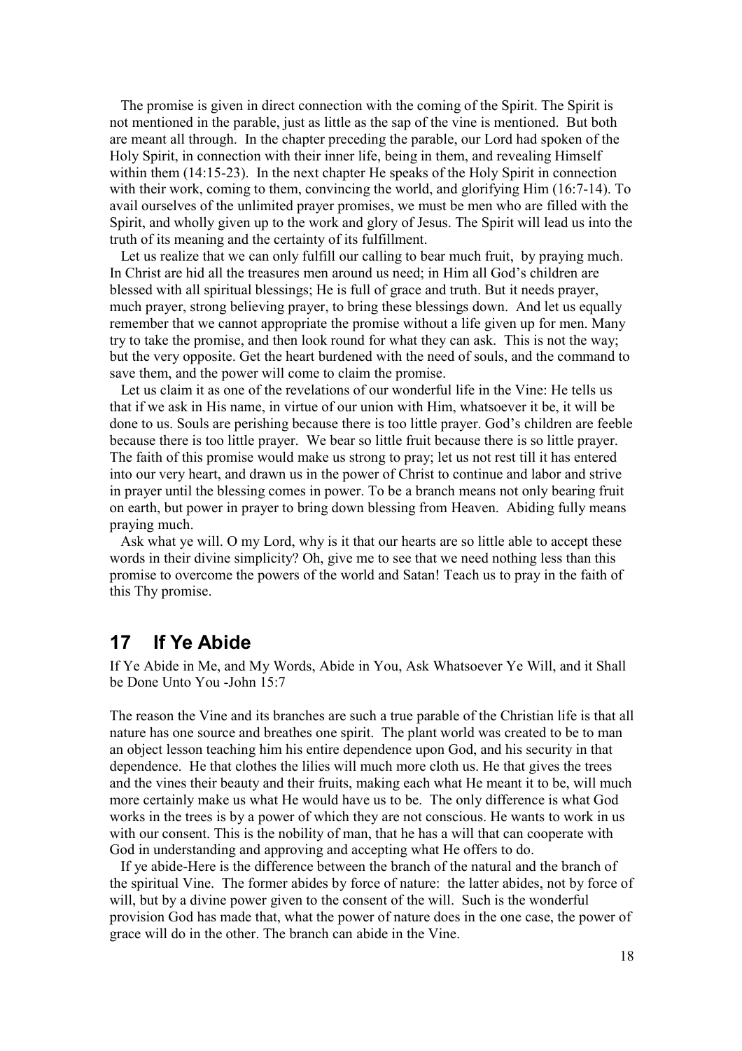The promise is given in direct connection with the coming of the Spirit. The Spirit is not mentioned in the parable, just as little as the sap of the vine is mentioned. But both are meant all through. In the chapter preceding the parable, our Lord had spoken of the Holy Spirit, in connection with their inner life, being in them, and revealing Himself within them (14:15-23). In the next chapter He speaks of the Holy Spirit in connection with their work, coming to them, convincing the world, and glorifying Him (16:7-14). To avail ourselves of the unlimited prayer promises, we must be men who are filled with the Spirit, and wholly given up to the work and glory of Jesus. The Spirit will lead us into the truth of its meaning and the certainty of its fulfillment.

Let us realize that we can only fulfill our calling to bear much fruit, by praying much. In Christ are hid all the treasures men around us need; in Him all God's children are blessed with all spiritual blessings; He is full of grace and truth. But it needs prayer, much prayer, strong believing prayer, to bring these blessings down. And let us equally remember that we cannot appropriate the promise without a life given up for men. Many try to take the promise, and then look round for what they can ask. This is not the way; but the very opposite. Get the heart burdened with the need of souls, and the command to save them, and the power will come to claim the promise.

Let us claim it as one of the revelations of our wonderful life in the Vine: He tells us that if we ask in His name, in virtue of our union with Him, whatsoever it be, it will be done to us. Souls are perishing because there is too little prayer. God's children are feeble because there is too little prayer. We bear so little fruit because there is so little prayer. The faith of this promise would make us strong to pray; let us not rest till it has entered into our very heart, and drawn us in the power of Christ to continue and labor and strive in prayer until the blessing comes in power. To be a branch means not only bearing fruit on earth, but power in prayer to bring down blessing from Heaven. Abiding fully means praying much.

Ask what ye will. O my Lord, why is it that our hearts are so little able to accept these words in their divine simplicity? Oh, give me to see that we need nothing less than this promise to overcome the powers of the world and Satan! Teach us to pray in the faith of this Thy promise.

## 17 If Ye Abide

If Ye Abide in Me, and My Words, Abide in You, Ask Whatsoever Ye Will, and it Shall be Done Unto You -John 15:7

The reason the Vine and its branches are such a true parable of the Christian life is that all nature has one source and breathes one spirit. The plant world was created to be to man an object lesson teaching him his entire dependence upon God, and his security in that dependence. He that clothes the lilies will much more cloth us. He that gives the trees and the vines their beauty and their fruits, making each what He meant it to be, will much more certainly make us what He would have us to be. The only difference is what God works in the trees is by a power of which they are not conscious. He wants to work in us with our consent. This is the nobility of man, that he has a will that can cooperate with God in understanding and approving and accepting what He offers to do.

If ye abide-Here is the difference between the branch of the natural and the branch of the spiritual Vine. The former abides by force of nature: the latter abides, not by force of will, but by a divine power given to the consent of the will. Such is the wonderful provision God has made that, what the power of nature does in the one case, the power of grace will do in the other. The branch can abide in the Vine.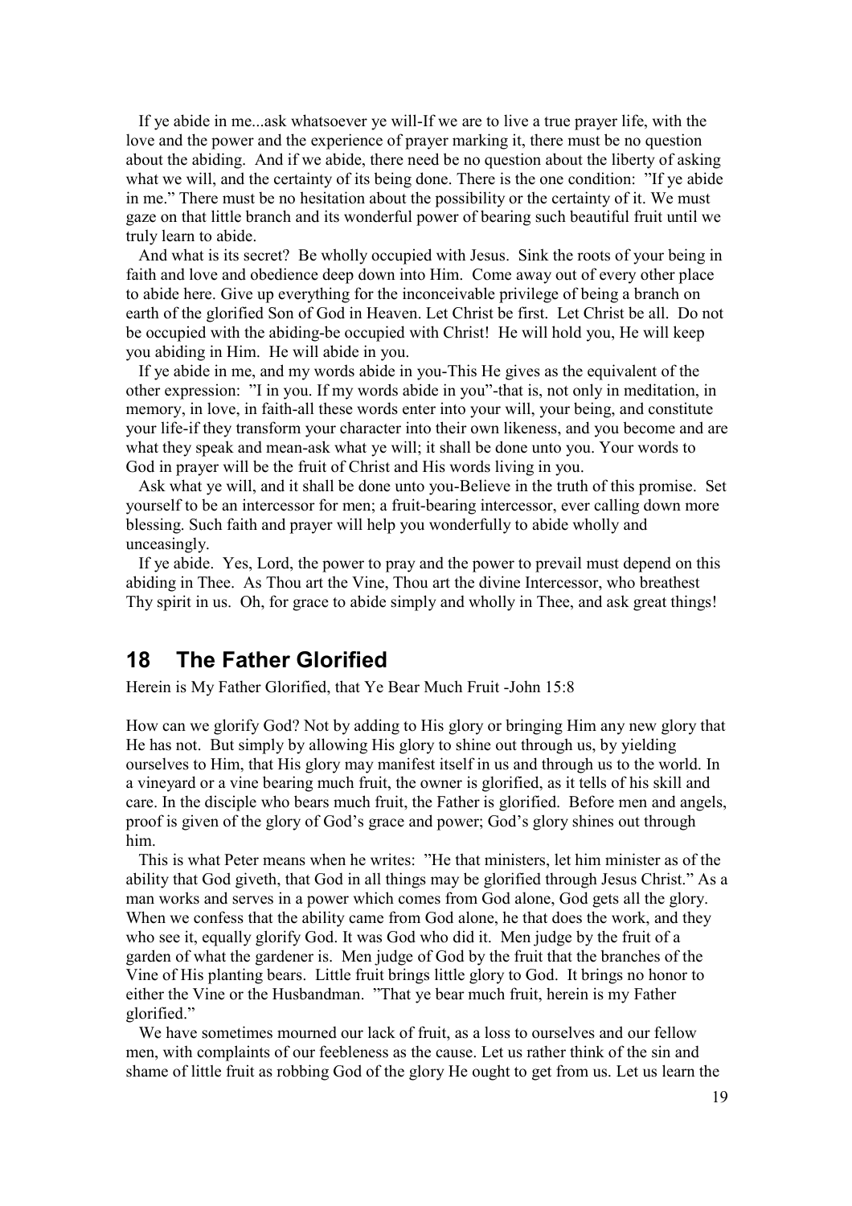If ye abide in me...ask whatsoever ye will-If we are to live a true prayer life, with the love and the power and the experience of prayer marking it, there must be no question about the abiding. And if we abide, there need be no question about the liberty of asking what we will, and the certainty of its being done. There is the one condition: "If ye abide in me." There must be no hesitation about the possibility or the certainty of it. We must gaze on that little branch and its wonderful power of bearing such beautiful fruit until we truly learn to abide.

And what is its secret? Be wholly occupied with Jesus. Sink the roots of your being in faith and love and obedience deep down into Him. Come away out of every other place to abide here. Give up everything for the inconceivable privilege of being a branch on earth of the glorified Son of God in Heaven. Let Christ be first. Let Christ be all. Do not be occupied with the abiding-be occupied with Christ! He will hold you, He will keep you abiding in Him. He will abide in you.

If ye abide in me, and my words abide in you-This He gives as the equivalent of the other expression: "I in you. If my words abide in you"-that is, not only in meditation, in memory, in love, in faith-all these words enter into your will, your being, and constitute your life-if they transform your character into their own likeness, and you become and are what they speak and mean-ask what ye will; it shall be done unto you. Your words to God in prayer will be the fruit of Christ and His words living in you.

Ask what ye will, and it shall be done unto you-Believe in the truth of this promise. Set yourself to be an intercessor for men; a fruit-bearing intercessor, ever calling down more blessing. Such faith and prayer will help you wonderfully to abide wholly and unceasingly.

If ye abide. Yes, Lord, the power to pray and the power to prevail must depend on this abiding in Thee. As Thou art the Vine, Thou art the divine Intercessor, who breathest Thy spirit in us. Oh, for grace to abide simply and wholly in Thee, and ask great things!

## 18 The Father Glorified

Herein is My Father Glorified, that Ye Bear Much Fruit -John 15:8

How can we glorify God? Not by adding to His glory or bringing Him any new glory that He has not. But simply by allowing His glory to shine out through us, by yielding ourselves to Him, that His glory may manifest itself in us and through us to the world. In a vineyard or a vine bearing much fruit, the owner is glorified, as it tells of his skill and care. In the disciple who bears much fruit, the Father is glorified. Before men and angels, proof is given of the glory of God's grace and power; God's glory shines out through him.

This is what Peter means when he writes: "He that ministers, let him minister as of the ability that God giveth, that God in all things may be glorified through Jesus Christ." As a man works and serves in a power which comes from God alone, God gets all the glory. When we confess that the ability came from God alone, he that does the work, and they who see it, equally glorify God. It was God who did it. Men judge by the fruit of a garden of what the gardener is. Men judge of God by the fruit that the branches of the Vine of His planting bears. Little fruit brings little glory to God. It brings no honor to either the Vine or the Husbandman. "That ye bear much fruit, herein is my Father glorified."

We have sometimes mourned our lack of fruit, as a loss to ourselves and our fellow men, with complaints of our feebleness as the cause. Let us rather think of the sin and shame of little fruit as robbing God of the glory He ought to get from us. Let us learn the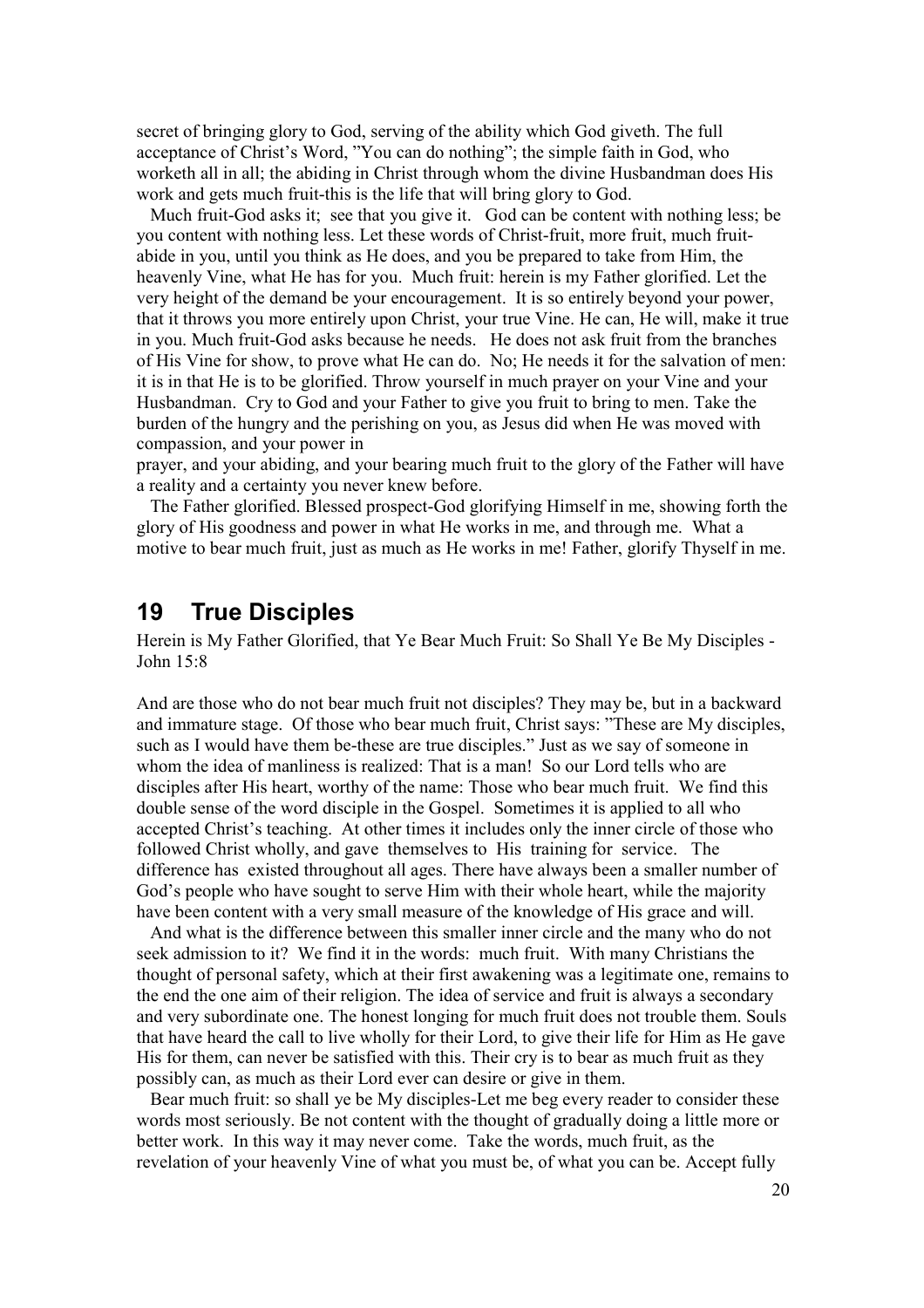secret of bringing glory to God, serving of the ability which God giveth. The full acceptance of Christ's Word, "You can do nothing"; the simple faith in God, who worketh all in all; the abiding in Christ through whom the divine Husbandman does His work and gets much fruit-this is the life that will bring glory to God.

Much fruit-God asks it; see that you give it. God can be content with nothing less; be you content with nothing less. Let these words of Christ-fruit, more fruit, much fruit-abide in you, until you think as He does, and you be prepared to take from Him, the heavenly Vine, what He has for you. Much fruit: herein is my Father glorified. Let the very height of the demand be your encouragement. It is so entirely beyond your power, that it throws you more entirely upon Christ, your true Vine. He can, He will, make it true in you. Much fruit-God asks because he needs. He does not ask fruit from the branches of His Vine for show, to prove what He can do. No; He needs it for the salvation of men: it is in that He is to be glorified. Throw yourself in much prayer on your Vine and your Husbandman. Cry to God and your Father to give you fruit to bring to men. Take the burden of the hungry and the perishing on you, as Jesus did when He was moved with compassion, and your power in prayer, and your abiding, and your bearing much fruit to the glory of the Father will have a reality and a certainty you never knew before.

The Father glorified. Blessed prospect-God glorifying Himself in me, showing forth the glory of His goodness and power in what He works in me, and through me. What a motive to bear much fruit, just as much as He works in me! Father, glorify Thyself in me.

## 19 True Disciples

Herein is My Father Glorified, that Ye Bear Much Fruit: So Shall Ye Be My Disciples - John 15:8

And are those who do not bear much fruit not disciples? They may be, but in a backward and immature stage. Of those who bear much fruit, Christ says: "These are My disciples, such as I would have them be-these are true disciples." Just as we say of someone in whom the idea of manliness is realized: That is a man! So our Lord tells who are disciples after His heart, worthy of the name: Those who bear much fruit. We find this double sense of the word disciple in the Gospel. Sometimes it is applied to all who accepted Christ's teaching. At other times it includes only the inner circle of those who followed Christ wholly, and gave themselves to His training for service. The difference has existed throughout all ages. There have always been a smaller number of God's people who have sought to serve Him with their whole heart, while the majority have been content with a very small measure of the knowledge of His grace and will.

And what is the difference between this smaller inner circle and the many who do not seek admission to it? We find it in the words: much fruit. With many Christians the thought of personal safety, which at their first awakening was a legitimate one, remains to the end the one aim of their religion. The idea of service and fruit is always a secondary and very subordinate one. The honest longing for much fruit does not trouble them. Souls that have heard the call to live wholly for their Lord, to give their life for Him as He gave His for them, can never be satisfied with this. Their cry is to bear as much fruit as they possibly can, as much as their Lord ever can desire or give in them.

Bear much fruit: so shall ye be My disciples-Let me beg every reader to consider these words most seriously. Be not content with the thought of gradually doing a little more or better work. In this way it may never come. Take the words, much fruit, as the revelation of your heavenly Vine of what you must be, of what you can be. Accept fully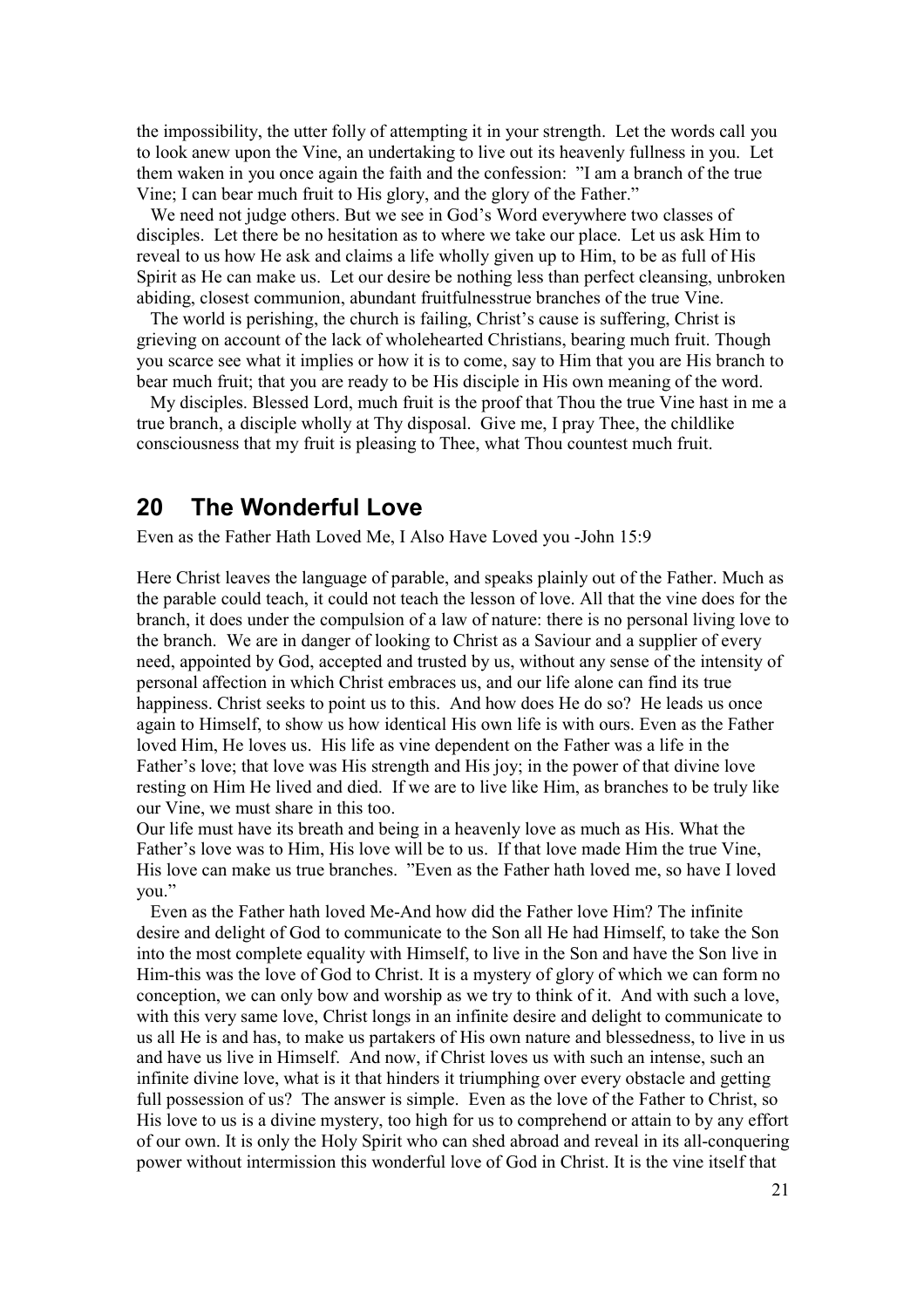the impossibility, the utter folly of attempting it in your strength. Let the words call you to look anew upon the Vine, an undertaking to live out its heavenly fullness in you. Let them waken in you once again the faith and the confession: "I am a branch of the true Vine; I can bear much fruit to His glory, and the glory of the Father."

We need not judge others. But we see in God's Word everywhere two classes of disciples. Let there be no hesitation as to where we take our place. Let us ask Him to reveal to us how He ask and claims a life wholly given up to Him, to be as full of His Spirit as He can make us. Let our desire be nothing less than perfect cleansing, unbroken abiding, closest communion, abundant fruitfulnesstrue branches of the true Vine.

The world is perishing, the church is failing, Christ's cause is suffering, Christ is grieving on account of the lack of wholehearted Christians, bearing much fruit. Though you scarce see what it implies or how it is to come, say to Him that you are His branch to bear much fruit; that you are ready to be His disciple in His own meaning of the word.

My disciples. Blessed Lord, much fruit is the proof that Thou the true Vine hast in me a true branch, a disciple wholly at Thy disposal. Give me, I pray Thee, the childlike consciousness that my fruit is pleasing to Thee, what Thou countest much fruit.

## 20 The Wonderful Love

Even as the Father Hath Loved Me, I Also Have Loved you -John 15:9

Here Christ leaves the language of parable, and speaks plainly out of the Father. Much as the parable could teach, it could not teach the lesson of love. All that the vine does for the branch, it does under the compulsion of a law of nature: there is no personal living love to the branch. We are in danger of looking to Christ as a Saviour and a supplier of every need, appointed by God, accepted and trusted by us, without any sense of the intensity of personal affection in which Christ embraces us, and our life alone can find its true happiness. Christ seeks to point us to this. And how does He do so? He leads us once again to Himself, to show us how identical His own life is with ours. Even as the Father loved Him, He loves us. His life as vine dependent on the Father was a life in the Father's love; that love was His strength and His joy; in the power of that divine love resting on Him He lived and died. If we are to live like Him, as branches to be truly like our Vine, we must share in this too.

Our life must have its breath and being in a heavenly love as much as His. What the Father's love was to Him, His love will be to us. If that love made Him the true Vine, His love can make us true branches. "Even as the Father hath loved me, so have I loved you."

Even as the Father hath loved Me-And how did the Father love Him? The infinite desire and delight of God to communicate to the Son all He had Himself, to take the Son into the most complete equality with Himself, to live in the Son and have the Son live in Him-this was the love of God to Christ. It is a mystery of glory of which we can form no conception, we can only bow and worship as we try to think of it. And with such a love, with this very same love, Christ longs in an infinite desire and delight to communicate to us all He is and has, to make us partakers of His own nature and blessedness, to live in us and have us live in Himself. And now, if Christ loves us with such an intense, such an infinite divine love, what is it that hinders it triumphing over every obstacle and getting full possession of us? The answer is simple. Even as the love of the Father to Christ, so His love to us is a divine mystery, too high for us to comprehend or attain to by any effort of our own. It is only the Holy Spirit who can shed abroad and reveal in its all-conquering power without intermission this wonderful love of God in Christ. It is the vine itself that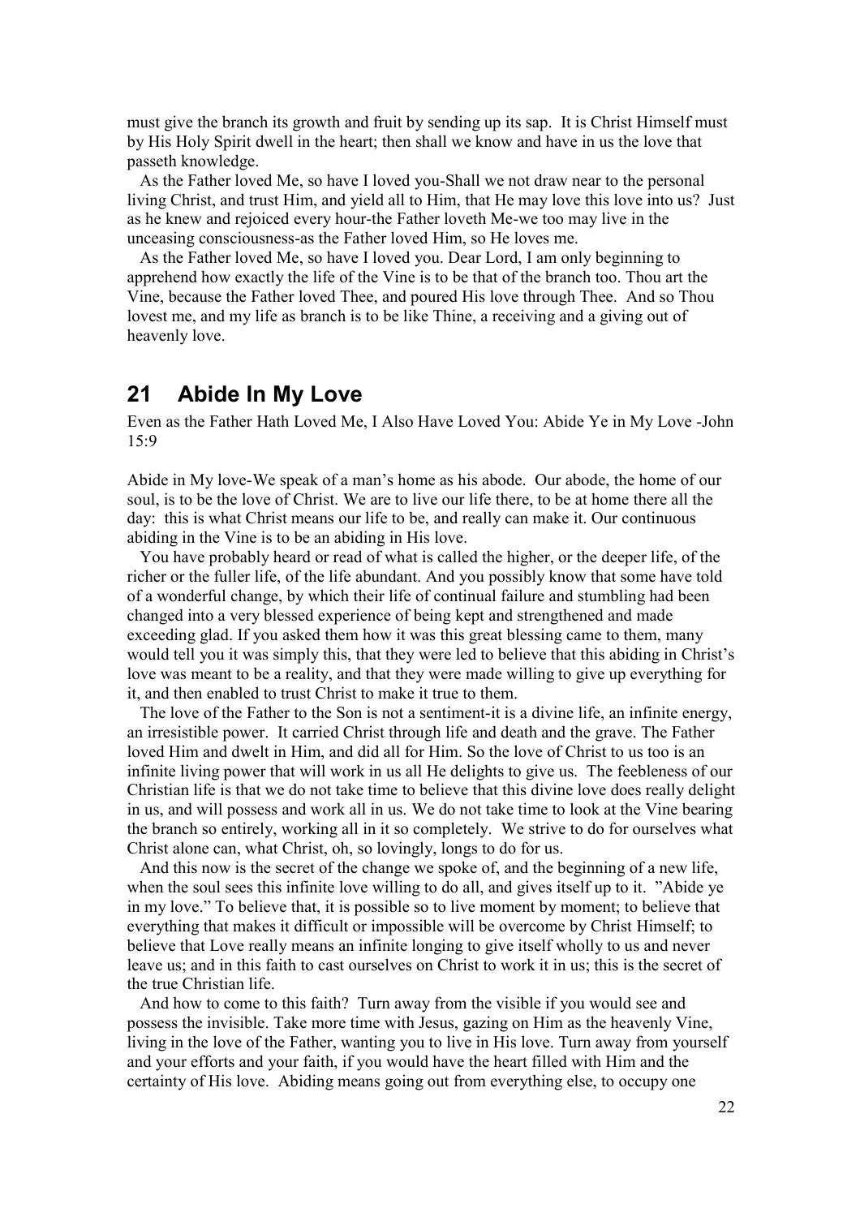must give the branch its growth and fruit by sending up its sap. It is Christ Himself must by His Holy Spirit dwell in the heart; then shall we know and have in us the love that passeth knowledge.

As the Father loved Me, so have I loved you-Shall we not draw near to the personal living Christ, and trust Him, and yield all to Him, that He may love this love into us? Just as he knew and rejoiced every hour-the Father loveth Me-we too may live in the unceasing consciousness-as the Father loved Him, so He loves me.

As the Father loved Me, so have I loved you. Dear Lord, I am only beginning to apprehend how exactly the life of the Vine is to be that of the branch too. Thou art the Vine, because the Father loved Thee, and poured His love through Thee. And so Thou lovest me, and my life as branch is to be like Thine, a receiving and a giving out of heavenly love.

## 21 Abide In My Love

Even as the Father Hath Loved Me, I Also Have Loved You: Abide Ye in My Love -John 15:9

Abide in My love-We speak of a man's home as his abode. Our abode, the home of our soul, is to be the love of Christ. We are to live our life there, to be at home there all the day: this is what Christ means our life to be, and really can make it. Our continuous abiding in the Vine is to be an abiding in His love.

You have probably heard or read of what is called the higher, or the deeper life, of the richer or the fuller life, of the life abundant. And you possibly know that some have told of a wonderful change, by which their life of continual failure and stumbling had been changed into a very blessed experience of being kept and strengthened and made exceeding glad. If you asked them how it was this great blessing came to them, many would tell you it was simply this, that they were led to believe that this abiding in Christ's love was meant to be a reality, and that they were made willing to give up everything for it, and then enabled to trust Christ to make it true to them.

The love of the Father to the Son is not a sentiment-it is a divine life, an infinite energy, an irresistible power. It carried Christ through life and death and the grave. The Father loved Him and dwelt in Him, and did all for Him. So the love of Christ to us too is an infinite living power that will work in us all He delights to give us. The feebleness of our Christian life is that we do not take time to believe that this divine love does really delight in us, and will possess and work all in us. We do not take time to look at the Vine bearing the branch so entirely, working all in it so completely. We strive to do for ourselves what Christ alone can, what Christ, oh, so lovingly, longs to do for us.

And this now is the secret of the change we spoke of, and the beginning of a new life, when the soul sees this infinite love willing to do all, and gives itself up to it. "Abide ye in my love." To believe that, it is possible so to live moment by moment; to believe that everything that makes it difficult or impossible will be overcome by Christ Himself; to believe that Love really means an infinite longing to give itself wholly to us and never leave us; and in this faith to cast ourselves on Christ to work it in us; this is the secret of the true Christian life.

And how to come to this faith? Turn away from the visible if you would see and possess the invisible. Take more time with Jesus, gazing on Him as the heavenly Vine, living in the love of the Father, wanting you to live in His love. Turn away from yourself and your efforts and your faith, if you would have the heart filled with Him and the certainty of His love. Abiding means going out from everything else, to occupy one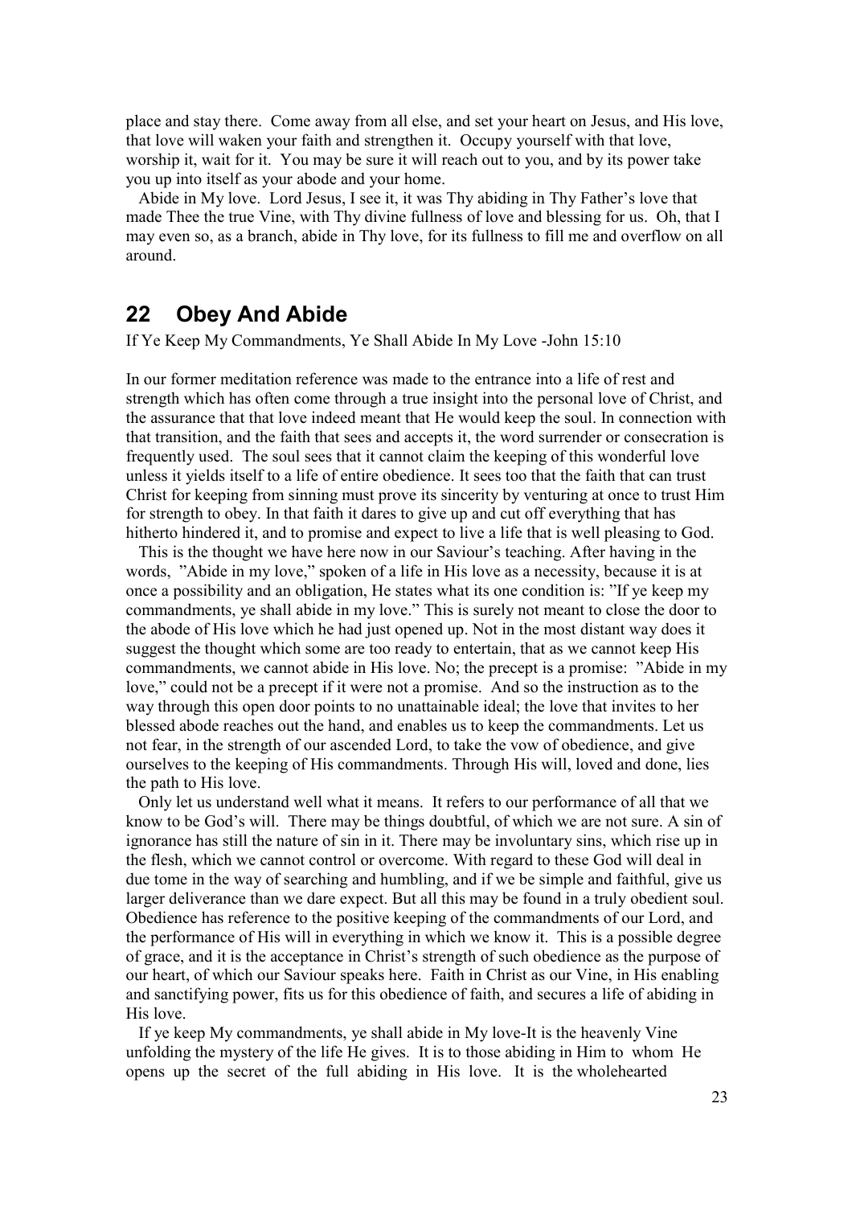place and stay there. Come away from all else, and set your heart on Jesus, and His love, that love will waken your faith and strengthen it. Occupy yourself with that love, worship it, wait for it. You may be sure it will reach out to you, and by its power take you up into itself as your abode and your home.

Abide in My love. Lord Jesus, I see it, it was Thy abiding in Thy Father's love that made Thee the true Vine, with Thy divine fullness of love and blessing for us. Oh, that I may even so, as a branch, abide in Thy love, for its fullness to fill me and overflow on all around.

## 22 Obey And Abide

If Ye Keep My Commandments, Ye Shall Abide In My Love -John 15:10

In our former meditation reference was made to the entrance into a life of rest and strength which has often come through a true insight into the personal love of Christ, and the assurance that that love indeed meant that He would keep the soul. In connection with that transition, and the faith that sees and accepts it, the word surrender or consecration is frequently used. The soul sees that it cannot claim the keeping of this wonderful love unless it yields itself to a life of entire obedience. It sees too that the faith that can trust Christ for keeping from sinning must prove its sincerity by venturing at once to trust Him for strength to obey. In that faith it dares to give up and cut off everything that has hitherto hindered it, and to promise and expect to live a life that is well pleasing to God.

This is the thought we have here now in our Saviour's teaching. After having in the words, "Abide in my love," spoken of a life in His love as a necessity, because it is at once a possibility and an obligation, He states what its one condition is: "If ye keep my commandments, ye shall abide in my love." This is surely not meant to close the door to the abode of His love which he had just opened up. Not in the most distant way does it suggest the thought which some are too ready to entertain, that as we cannot keep His commandments, we cannot abide in His love. No; the precept is a promise: "Abide in my love," could not be a precept if it were not a promise. And so the instruction as to the way through this open door points to no unattainable ideal; the love that invites to her blessed abode reaches out the hand, and enables us to keep the commandments. Let us not fear, in the strength of our ascended Lord, to take the vow of obedience, and give ourselves to the keeping of His commandments. Through His will, loved and done, lies the path to His love.

Only let us understand well what it means. It refers to our performance of all that we know to be God's will. There may be things doubtful, of which we are not sure. A sin of ignorance has still the nature of sin in it. There may be involuntary sins, which rise up in the flesh, which we cannot control or overcome. With regard to these God will deal in due tome in the way of searching and humbling, and if we be simple and faithful, give us larger deliverance than we dare expect. But all this may be found in a truly obedient soul. Obedience has reference to the positive keeping of the commandments of our Lord, and the performance of His will in everything in which we know it. This is a possible degree of grace, and it is the acceptance in Christ's strength of such obedience as the purpose of our heart, of which our Saviour speaks here. Faith in Christ as our Vine, in His enabling and sanctifying power, fits us for this obedience of faith, and secures a life of abiding in His love.

If ye keep My commandments, ye shall abide in My love-It is the heavenly Vine unfolding the mystery of the life He gives. It is to those abiding in Him to whom He opens up the secret of the full abiding in His love. It is the wholehearted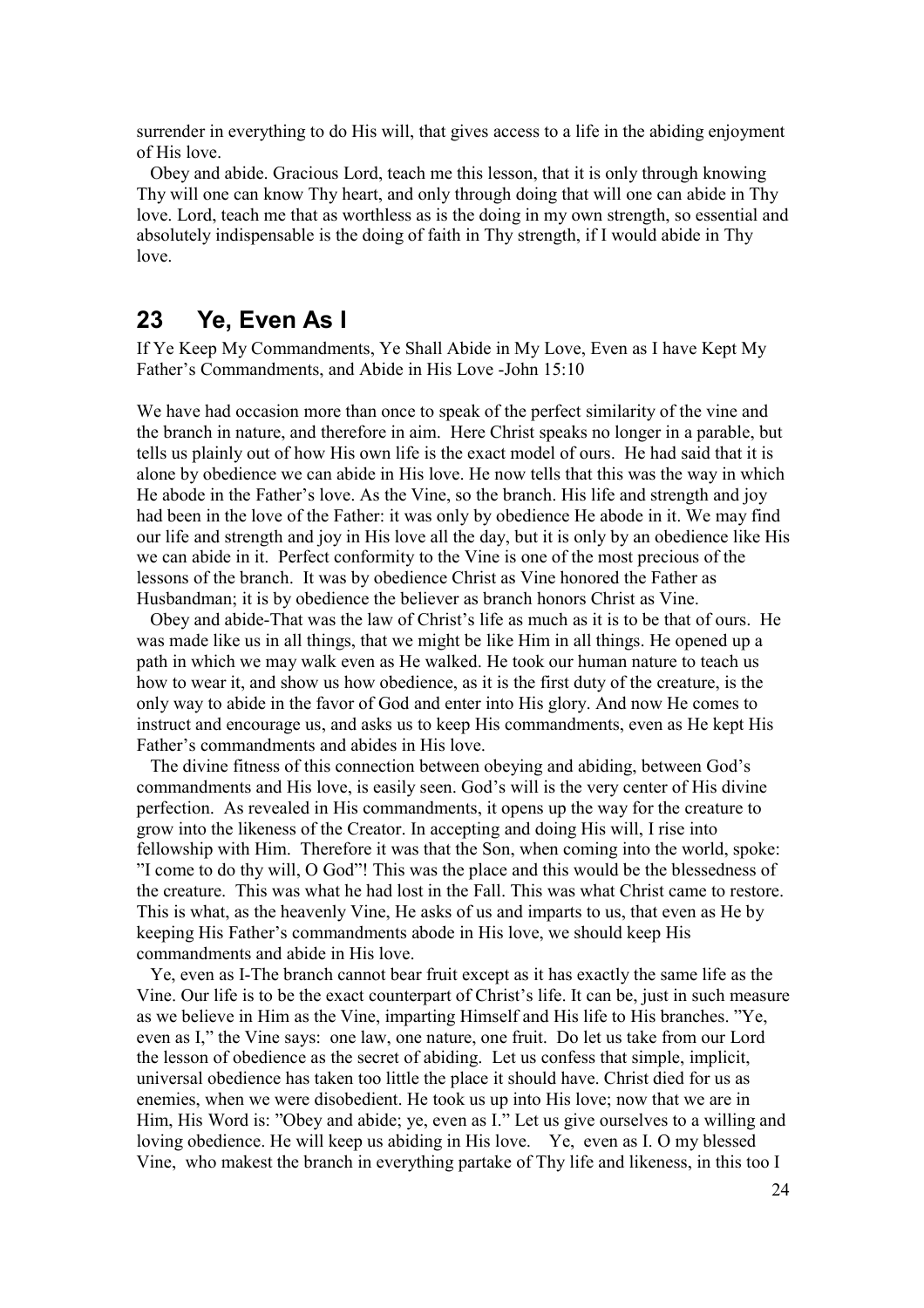surrender in everything to do His will, that gives access to a life in the abiding enjoyment of His love.

Obey and abide. Gracious Lord, teach me this lesson, that it is only through knowing Thy will one can know Thy heart, and only through doing that will one can abide in Thy love. Lord, teach me that as worthless as is the doing in my own strength, so essential and absolutely indispensable is the doing of faith in Thy strength, if I would abide in Thy love.

## 23 Ye, Even As I

If Ye Keep My Commandments, Ye Shall Abide in My Love, Even as I have Kept My Father's Commandments, and Abide in His Love -John 15:10

We have had occasion more than once to speak of the perfect similarity of the vine and the branch in nature, and therefore in aim. Here Christ speaks no longer in a parable, but tells us plainly out of how His own life is the exact model of ours. He had said that it is alone by obedience we can abide in His love. He now tells that this was the way in which He abode in the Father's love. As the Vine, so the branch. His life and strength and joy had been in the love of the Father: it was only by obedience He abode in it. We may find our life and strength and joy in His love all the day, but it is only by an obedience like His we can abide in it. Perfect conformity to the Vine is one of the most precious of the lessons of the branch. It was by obedience Christ as Vine honored the Father as Husbandman; it is by obedience the believer as branch honors Christ as Vine.

Obey and abide-That was the law of Christ's life as much as it is to be that of ours. He was made like us in all things, that we might be like Him in all things. He opened up a path in which we may walk even as He walked. He took our human nature to teach us how to wear it, and show us how obedience, as it is the first duty of the creature, is the only way to abide in the favor of God and enter into His glory. And now He comes to instruct and encourage us, and asks us to keep His commandments, even as He kept His Father's commandments and abides in His love.

The divine fitness of this connection between obeying and abiding, between God's commandments and His love, is easily seen. God's will is the very center of His divine perfection. As revealed in His commandments, it opens up the way for the creature to grow into the likeness of the Creator. In accepting and doing His will, I rise into fellowship with Him. Therefore it was that the Son, when coming into the world, spoke: "I come to do thy will, O God"! This was the place and this would be the blessedness of the creature. This was what he had lost in the Fall. This was what Christ came to restore. This is what, as the heavenly Vine, He asks of us and imparts to us, that even as He by keeping His Father's commandments abode in His love, we should keep His commandments and abide in His love.

Ye, even as I-The branch cannot bear fruit except as it has exactly the same life as the Vine. Our life is to be the exact counterpart of Christ's life. It can be, just in such measure as we believe in Him as the Vine, imparting Himself and His life to His branches. "Ye, even as I," the Vine says: one law, one nature, one fruit. Do let us take from our Lord the lesson of obedience as the secret of abiding. Let us confess that simple, implicit, universal obedience has taken too little the place it should have. Christ died for us as enemies, when we were disobedient. He took us up into His love; now that we are in Him, His Word is: "Obey and abide; ye, even as I." Let us give ourselves to a willing and loving obedience. He will keep us abiding in His love. Ye, even as I. O my blessed Vine, who makest the branch in everything partake of Thy life and likeness, in this too I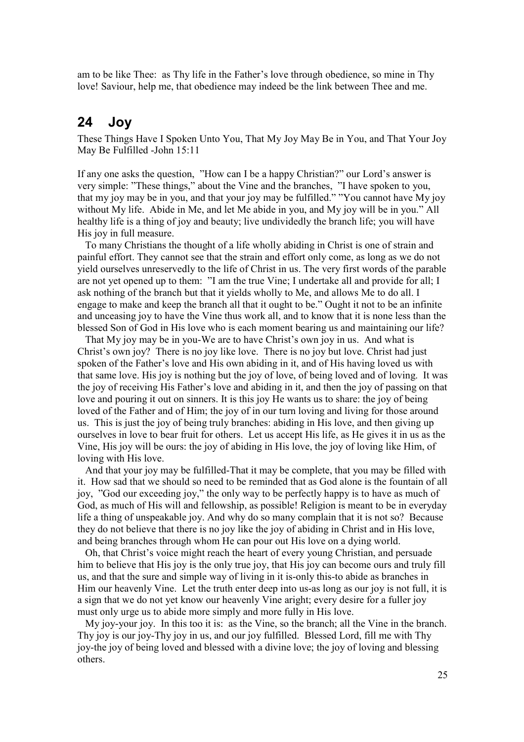am to be like Thee: as Thy life in the Father's love through obedience, so mine in Thy love! Saviour, help me, that obedience may indeed be the link between Thee and me.

## 24 Joy

These Things Have I Spoken Unto You, That My Joy May Be in You, and That Your Joy May Be Fulfilled -John 15:11

If any one asks the question, "How can I be a happy Christian?" our Lord's answer is very simple: "These things," about the Vine and the branches, "I have spoken to you, that my joy may be in you, and that your joy may be fulfilled." "You cannot have My joy without My life. Abide in Me, and let Me abide in you, and My joy will be in you." All healthy life is a thing of joy and beauty; live undividedly the branch life; you will have His joy in full measure.

To many Christians the thought of a life wholly abiding in Christ is one of strain and painful effort. They cannot see that the strain and effort only come, as long as we do not yield ourselves unreservedly to the life of Christ in us. The very first words of the parable are not yet opened up to them: "I am the true Vine; I undertake all and provide for all; I ask nothing of the branch but that it yields wholly to Me, and allows Me to do all. I engage to make and keep the branch all that it ought to be." Ought it not to be an infinite and unceasing joy to have the Vine thus work all, and to know that it is none less than the blessed Son of God in His love who is each moment bearing us and maintaining our life?

That My joy may be in you-We are to have Christ's own joy in us. And what is Christ's own joy? There is no joy like love. There is no joy but love. Christ had just spoken of the Father's love and His own abiding in it, and of His having loved us with that same love. His joy is nothing but the joy of love, of being loved and of loving. It was the joy of receiving His Father's love and abiding in it, and then the joy of passing on that love and pouring it out on sinners. It is this joy He wants us to share: the joy of being loved of the Father and of Him; the joy of in our turn loving and living for those around us. This is just the joy of being truly branches: abiding in His love, and then giving up ourselves in love to bear fruit for others. Let us accept His life, as He gives it in us as the Vine, His joy will be ours: the joy of abiding in His love, the joy of loving like Him, of loving with His love.

And that your joy may be fulfilled-That it may be complete, that you may be filled with it. How sad that we should so need to be reminded that as God alone is the fountain of all joy, "God our exceeding joy," the only way to be perfectly happy is to have as much of God, as much of His will and fellowship, as possible! Religion is meant to be in everyday life a thing of unspeakable joy. And why do so many complain that it is not so? Because they do not believe that there is no joy like the joy of abiding in Christ and in His love, and being branches through whom He can pour out His love on a dying world.

Oh, that Christ's voice might reach the heart of every young Christian, and persuade him to believe that His joy is the only true joy, that His joy can become ours and truly fill us, and that the sure and simple way of living in it is-only this-to abide as branches in Him our heavenly Vine. Let the truth enter deep into us-as long as our joy is not full, it is a sign that we do not yet know our heavenly Vine aright; every desire for a fuller joy must only urge us to abide more simply and more fully in His love.

My joy-your joy. In this too it is: as the Vine, so the branch; all the Vine in the branch. Thy joy is our joy-Thy joy in us, and our joy fulfilled. Blessed Lord, fill me with Thy joy-the joy of being loved and blessed with a divine love; the joy of loving and blessing others.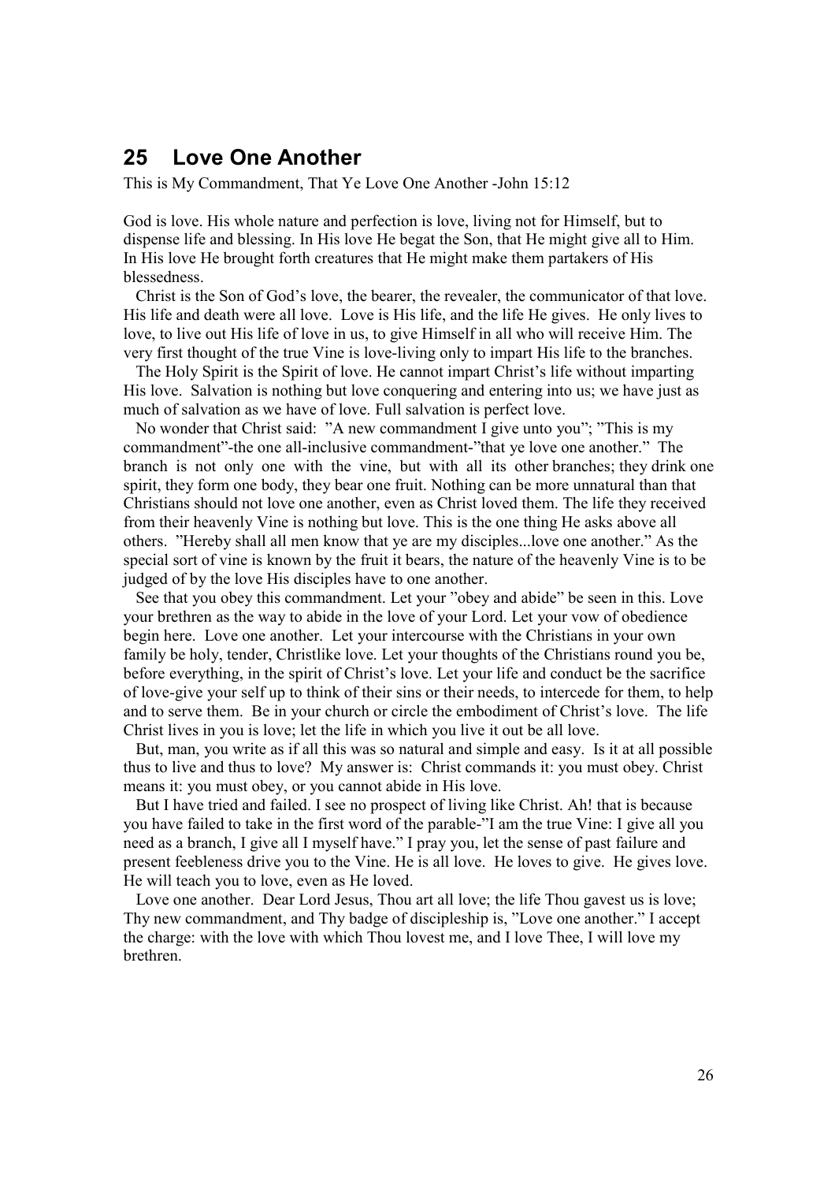## 25 Love One Another

This is My Commandment, That Ye Love One Another -John 15:12

God is love. His whole nature and perfection is love, living not for Himself, but to dispense life and blessing. In His love He begat the Son, that He might give all to Him. In His love He brought forth creatures that He might make them partakers of His blessedness.

Christ is the Son of God's love, the bearer, the revealer, the communicator of that love. His life and death were all love. Love is His life, and the life He gives. He only lives to love, to live out His life of love in us, to give Himself in all who will receive Him. The very first thought of the true Vine is love-living only to impart His life to the branches.

The Holy Spirit is the Spirit of love. He cannot impart Christ's life without imparting His love. Salvation is nothing but love conquering and entering into us; we have just as much of salvation as we have of love. Full salvation is perfect love.

No wonder that Christ said: "A new commandment I give unto you"; "This is my commandment"-the one all-inclusive commandment-"that ye love one another." The branch is not only one with the vine, but with all its other branches; they drink one spirit, they form one body, they bear one fruit. Nothing can be more unnatural than that Christians should not love one another, even as Christ loved them. The life they received from their heavenly Vine is nothing but love. This is the one thing He asks above all others. "Hereby shall all men know that ye are my disciples...love one another." As the special sort of vine is known by the fruit it bears, the nature of the heavenly Vine is to be judged of by the love His disciples have to one another.

See that you obey this commandment. Let your "obey and abide" be seen in this. Love your brethren as the way to abide in the love of your Lord. Let your vow of obedience begin here. Love one another. Let your intercourse with the Christians in your own family be holy, tender, Christlike love. Let your thoughts of the Christians round you be, before everything, in the spirit of Christ's love. Let your life and conduct be the sacrifice of love-give your self up to think of their sins or their needs, to intercede for them, to help and to serve them. Be in your church or circle the embodiment of Christ's love. The life Christ lives in you is love; let the life in which you live it out be all love.

But, man, you write as if all this was so natural and simple and easy. Is it at all possible thus to live and thus to love? My answer is: Christ commands it: you must obey. Christ means it: you must obey, or you cannot abide in His love.

But I have tried and failed. I see no prospect of living like Christ. Ah! that is because you have failed to take in the first word of the parable-"I am the true Vine: I give all you need as a branch, I give all I myself have." I pray you, let the sense of past failure and present feebleness drive you to the Vine. He is all love. He loves to give. He gives love. He will teach you to love, even as He loved.

Love one another. Dear Lord Jesus, Thou art all love; the life Thou gavest us is love; Thy new commandment, and Thy badge of discipleship is, "Love one another." I accept the charge: with the love with which Thou lovest me, and I love Thee, I will love my brethren.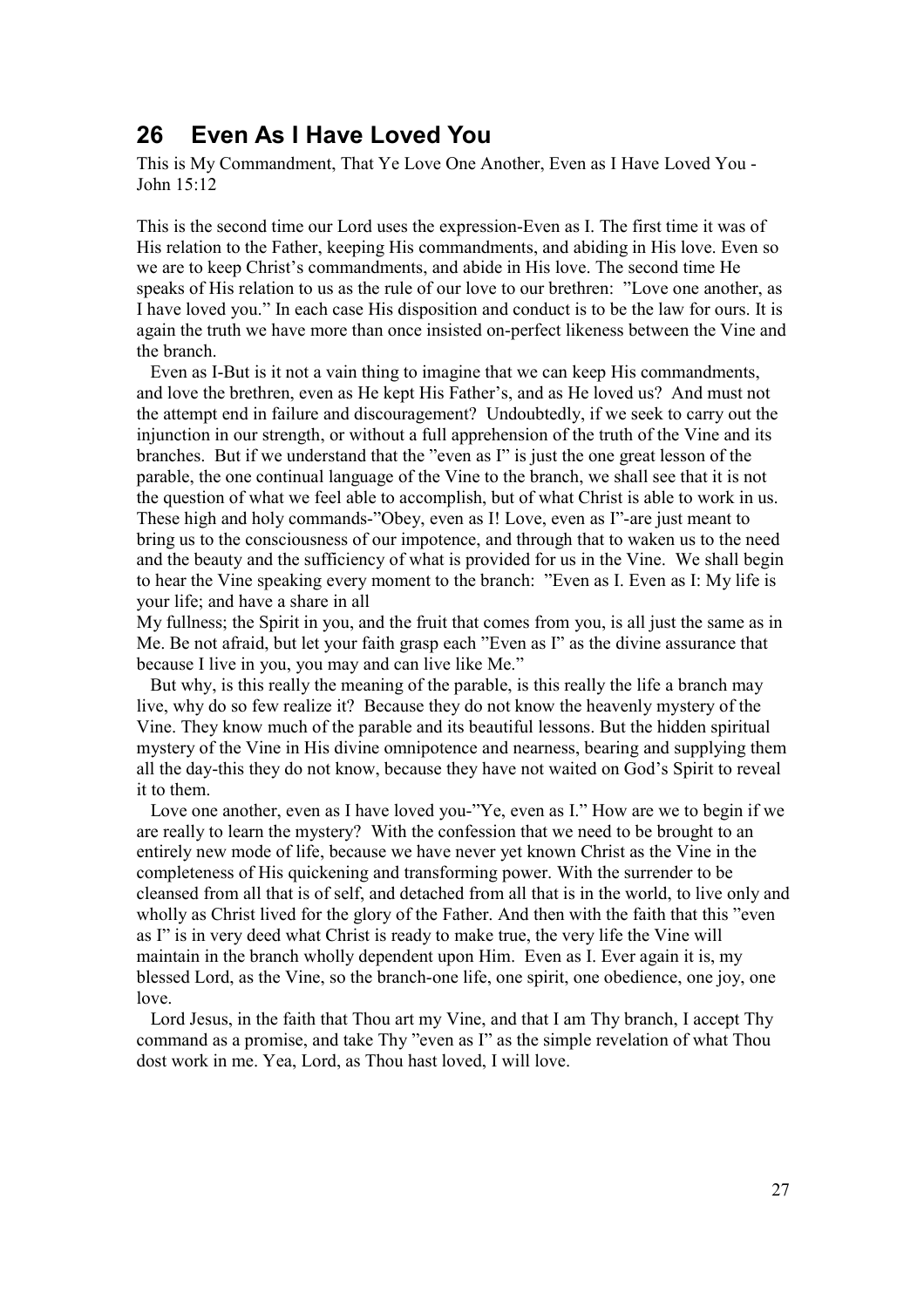## 26 Even As I Have Loved You

This is My Commandment, That Ye Love One Another, Even as I Have Loved You - John 15:12

This is the second time our Lord uses the expression-Even as I. The first time it was of His relation to the Father, keeping His commandments, and abiding in His love. Even so we are to keep Christ's commandments, and abide in His love. The second time He speaks of His relation to us as the rule of our love to our brethren: "Love one another, as I have loved you." In each case His disposition and conduct is to be the law for ours. It is again the truth we have more than once insisted on-perfect likeness between the Vine and the branch.

Even as I-But is it not a vain thing to imagine that we can keep His commandments, and love the brethren, even as He kept His Father's, and as He loved us? And must not the attempt end in failure and discouragement? Undoubtedly, if we seek to carry out the injunction in our strength, or without a full apprehension of the truth of the Vine and its branches. But if we understand that the "even as I" is just the one great lesson of the parable, the one continual language of the Vine to the branch, we shall see that it is not the question of what we feel able to accomplish, but of what Christ is able to work in us. These high and holy commands-"Obey, even as I! Love, even as I"-are just meant to bring us to the consciousness of our impotence, and through that to waken us to the need and the beauty and the sufficiency of what is provided for us in the Vine. We shall begin to hear the Vine speaking every moment to the branch: "Even as I. Even as I: My life is your life; and have a share in all My fullness; the Spirit in you, and the fruit that comes from you, is all just the same as in Me. Be not afraid, but let your faith grasp each "Even as I" as the divine assurance that because I live in you, you may and can live like Me."

But why, is this really the meaning of the parable, is this really the life a branch may live, why do so few realize it? Because they do not know the heavenly mystery of the Vine. They know much of the parable and its beautiful lessons. But the hidden spiritual mystery of the Vine in His divine omnipotence and nearness, bearing and supplying them all the day-this they do not know, because they have not waited on God's Spirit to reveal it to them.

Love one another, even as I have loved you-"Ye, even as I." How are we to begin if we are really to learn the mystery? With the confession that we need to be brought to an entirely new mode of life, because we have never yet known Christ as the Vine in the completeness of His quickening and transforming power. With the surrender to be cleansed from all that is of self, and detached from all that is in the world, to live only and wholly as Christ lived for the glory of the Father. And then with the faith that this "even as I" is in very deed what Christ is ready to make true, the very life the Vine will maintain in the branch wholly dependent upon Him. Even as I. Ever again it is, my blessed Lord, as the Vine, so the branch-one life, one spirit, one obedience, one joy, one love.

Lord Jesus, in the faith that Thou art my Vine, and that I am Thy branch, I accept Thy command as a promise, and take Thy "even as I" as the simple revelation of what Thou dost work in me. Yea, Lord, as Thou hast loved, I will love.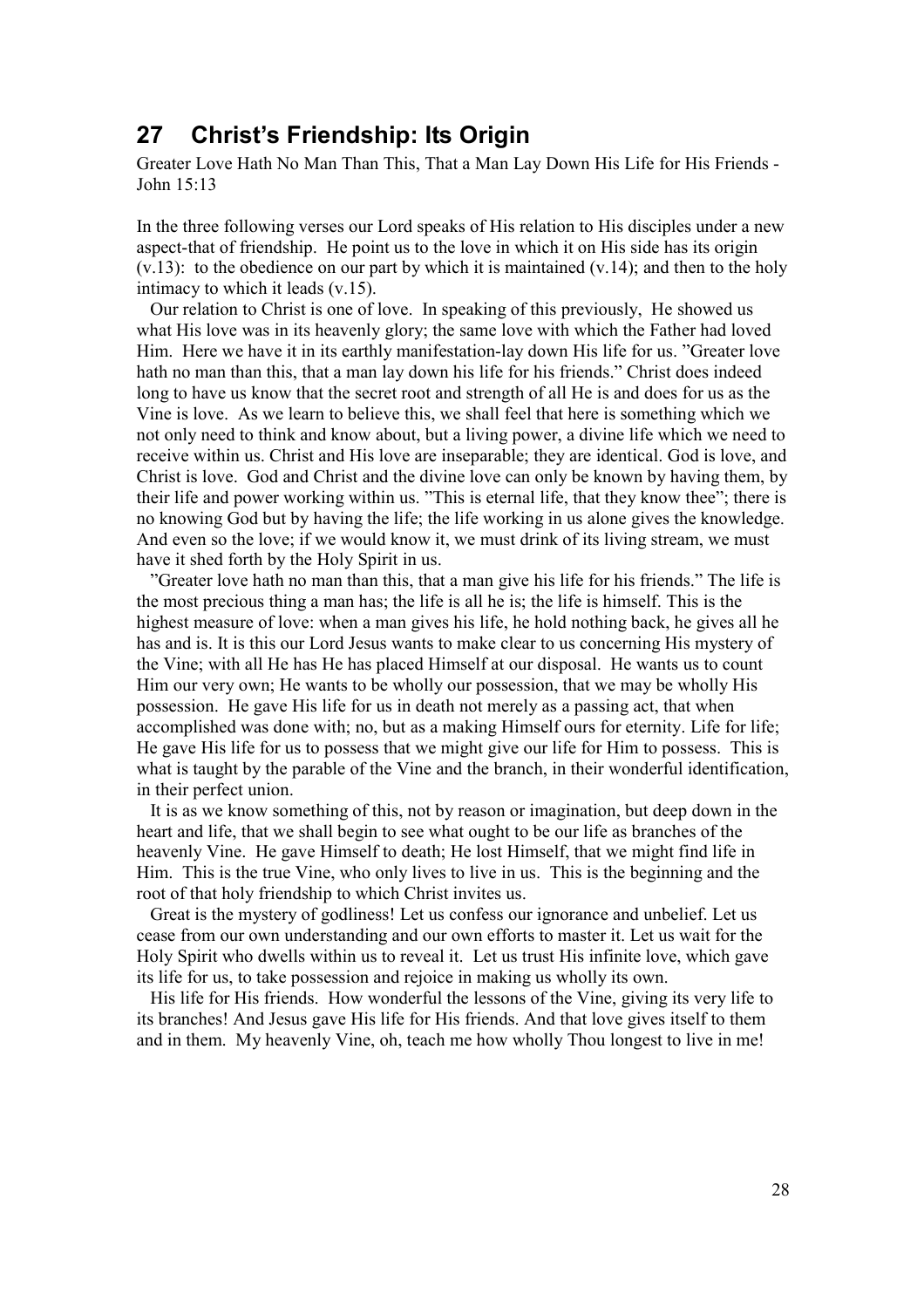## 27 Christ's Friendship: Its Origin

Greater Love Hath No Man Than This, That a Man Lay Down His Life for His Friends - John 15:13

In the three following verses our Lord speaks of His relation to His disciples under a new aspect-that of friendship. He point us to the love in which it on His side has its origin (v.13): to the obedience on our part by which it is maintained (v.14); and then to the holy intimacy to which it leads (v.15).

Our relation to Christ is one of love. In speaking of this previously, He showed us what His love was in its heavenly glory; the same love with which the Father had loved Him. Here we have it in its earthly manifestation-lay down His life for us. "Greater love hath no man than this, that a man lay down his life for his friends." Christ does indeed long to have us know that the secret root and strength of all He is and does for us as the Vine is love. As we learn to believe this, we shall feel that here is something which we not only need to think and know about, but a living power, a divine life which we need to receive within us. Christ and His love are inseparable; they are identical. God is love, and Christ is love. God and Christ and the divine love can only be known by having them, by their life and power working within us. "This is eternal life, that they know thee"; there is no knowing God but by having the life; the life working in us alone gives the knowledge. And even so the love; if we would know it, we must drink of its living stream, we must have it shed forth by the Holy Spirit in us.

"Greater love hath no man than this, that a man give his life for his friends." The life is the most precious thing a man has; the life is all he is; the life is himself. This is the highest measure of love: when a man gives his life, he hold nothing back, he gives all he has and is. It is this our Lord Jesus wants to make clear to us concerning His mystery of the Vine; with all He has He has placed Himself at our disposal. He wants us to count Him our very own; He wants to be wholly our possession, that we may be wholly His possession. He gave His life for us in death not merely as a passing act, that when accomplished was done with; no, but as a making Himself ours for eternity. Life for life; He gave His life for us to possess that we might give our life for Him to possess. This is what is taught by the parable of the Vine and the branch, in their wonderful identification, in their perfect union.

It is as we know something of this, not by reason or imagination, but deep down in the heart and life, that we shall begin to see what ought to be our life as branches of the heavenly Vine. He gave Himself to death; He lost Himself, that we might find life in Him. This is the true Vine, who only lives to live in us. This is the beginning and the root of that holy friendship to which Christ invites us.

Great is the mystery of godliness! Let us confess our ignorance and unbelief. Let us cease from our own understanding and our own efforts to master it. Let us wait for the Holy Spirit who dwells within us to reveal it. Let us trust His infinite love, which gave its life for us, to take possession and rejoice in making us wholly its own.

His life for His friends. How wonderful the lessons of the Vine, giving its very life to its branches! And Jesus gave His life for His friends. And that love gives itself to them and in them. My heavenly Vine, oh, teach me how wholly Thou longest to live in me!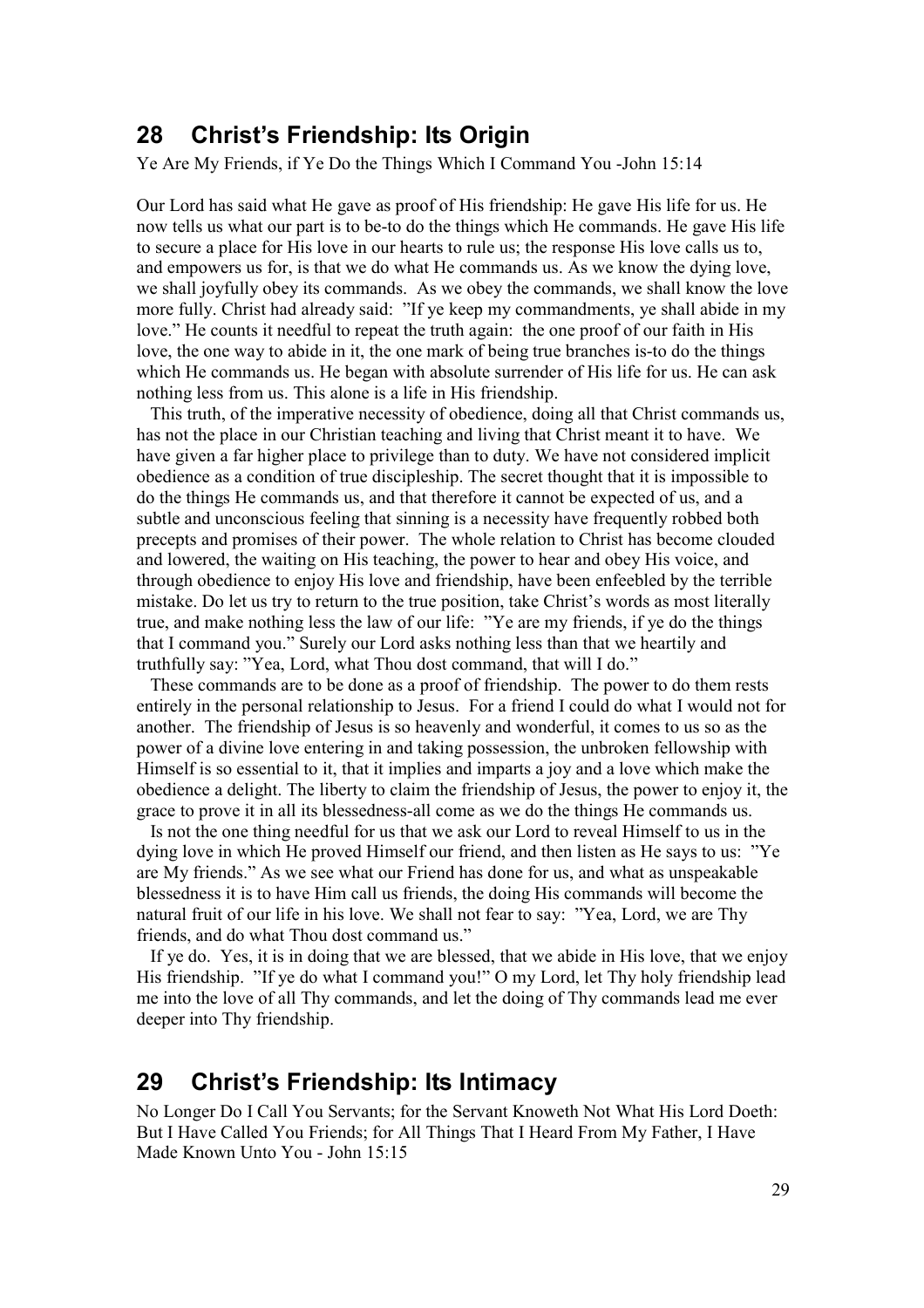## 28 Christ's Friendship: Its Origin

Ye Are My Friends, if Ye Do the Things Which I Command You -John 15:14

Our Lord has said what He gave as proof of His friendship: He gave His life for us. He now tells us what our part is to be-to do the things which He commands. He gave His life to secure a place for His love in our hearts to rule us; the response His love calls us to, and empowers us for, is that we do what He commands us. As we know the dying love, we shall joyfully obey its commands. As we obey the commands, we shall know the love more fully. Christ had already said: "If ye keep my commandments, ye shall abide in my love." He counts it needful to repeat the truth again: the one proof of our faith in His love, the one way to abide in it, the one mark of being true branches is-to do the things which He commands us. He began with absolute surrender of His life for us. He can ask nothing less from us. This alone is a life in His friendship.

This truth, of the imperative necessity of obedience, doing all that Christ commands us, has not the place in our Christian teaching and living that Christ meant it to have. We have given a far higher place to privilege than to duty. We have not considered implicit obedience as a condition of true discipleship. The secret thought that it is impossible to do the things He commands us, and that therefore it cannot be expected of us, and a subtle and unconscious feeling that sinning is a necessity have frequently robbed both precepts and promises of their power. The whole relation to Christ has become clouded and lowered, the waiting on His teaching, the power to hear and obey His voice, and through obedience to enjoy His love and friendship, have been enfeebled by the terrible mistake. Do let us try to return to the true position, take Christ's words as most literally true, and make nothing less the law of our life: "Ye are my friends, if ye do the things that I command you." Surely our Lord asks nothing less than that we heartily and truthfully say: "Yea, Lord, what Thou dost command, that will I do."

These commands are to be done as a proof of friendship. The power to do them rests entirely in the personal relationship to Jesus. For a friend I could do what I would not for another. The friendship of Jesus is so heavenly and wonderful, it comes to us so as the power of a divine love entering in and taking possession, the unbroken fellowship with Himself is so essential to it, that it implies and imparts a joy and a love which make the obedience a delight. The liberty to claim the friendship of Jesus, the power to enjoy it, the grace to prove it in all its blessedness-all come as we do the things He commands us.

Is not the one thing needful for us that we ask our Lord to reveal Himself to us in the dying love in which He proved Himself our friend, and then listen as He says to us: "Ye are My friends." As we see what our Friend has done for us, and what as unspeakable blessedness it is to have Him call us friends, the doing His commands will become the natural fruit of our life in his love. We shall not fear to say: "Yea, Lord, we are Thy friends, and do what Thou dost command us."

If ye do. Yes, it is in doing that we are blessed, that we abide in His love, that we enjoy His friendship. "If ye do what I command you!" O my Lord, let Thy holy friendship lead me into the love of all Thy commands, and let the doing of Thy commands lead me ever deeper into Thy friendship.

## 29 Christ's Friendship: Its Intimacy

No Longer Do I Call You Servants; for the Servant Knoweth Not What His Lord Doeth: But I Have Called You Friends; for All Things That I Heard From My Father, I Have Made Known Unto You - John 15:15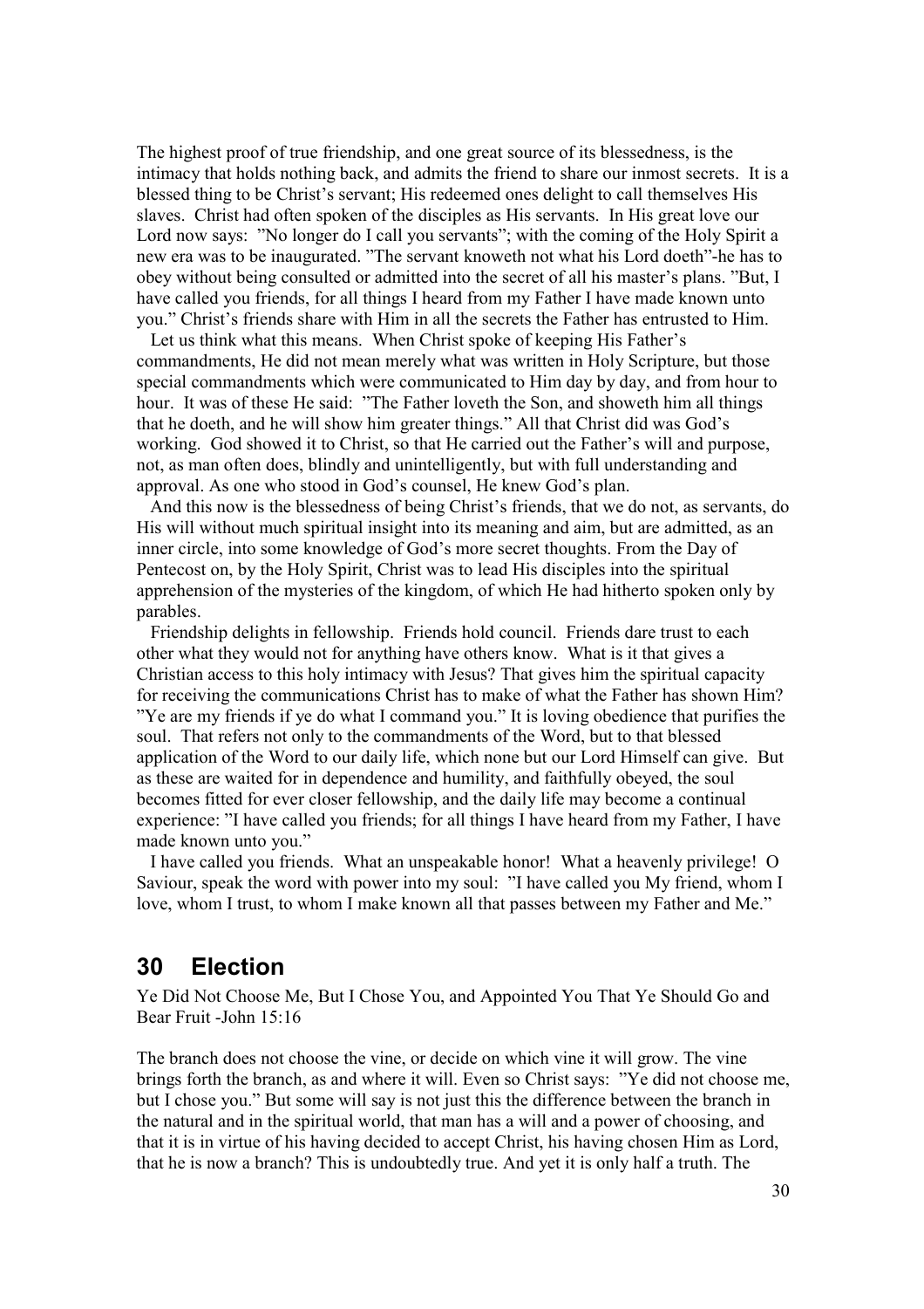The highest proof of true friendship, and one great source of its blessedness, is the intimacy that holds nothing back, and admits the friend to share our inmost secrets. It is a blessed thing to be Christ's servant; His redeemed ones delight to call themselves His slaves. Christ had often spoken of the disciples as His servants. In His great love our Lord now says: "No longer do I call you servants"; with the coming of the Holy Spirit a new era was to be inaugurated. "The servant knoweth not what his Lord doeth"-he has to obey without being consulted or admitted into the secret of all his master's plans. "But, I have called you friends, for all things I heard from my Father I have made known unto you." Christ's friends share with Him in all the secrets the Father has entrusted to Him.

Let us think what this means. When Christ spoke of keeping His Father's commandments, He did not mean merely what was written in Holy Scripture, but those special commandments which were communicated to Him day by day, and from hour to hour. It was of these He said: "The Father loveth the Son, and showeth him all things that he doeth, and he will show him greater things." All that Christ did was God's working. God showed it to Christ, so that He carried out the Father's will and purpose, not, as man often does, blindly and unintelligently, but with full understanding and approval. As one who stood in God's counsel, He knew God's plan.

And this now is the blessedness of being Christ's friends, that we do not, as servants, do His will without much spiritual insight into its meaning and aim, but are admitted, as an inner circle, into some knowledge of God's more secret thoughts. From the Day of Pentecost on, by the Holy Spirit, Christ was to lead His disciples into the spiritual apprehension of the mysteries of the kingdom, of which He had hitherto spoken only by parables.

Friendship delights in fellowship. Friends hold council. Friends dare trust to each other what they would not for anything have others know. What is it that gives a Christian access to this holy intimacy with Jesus? That gives him the spiritual capacity for receiving the communications Christ has to make of what the Father has shown Him? "Ye are my friends if ye do what I command you." It is loving obedience that purifies the soul. That refers not only to the commandments of the Word, but to that blessed application of the Word to our daily life, which none but our Lord Himself can give. But as these are waited for in dependence and humility, and faithfully obeyed, the soul becomes fitted for ever closer fellowship, and the daily life may become a continual experience: "I have called you friends; for all things I have heard from my Father, I have made known unto you."

I have called you friends. What an unspeakable honor! What a heavenly privilege! O Saviour, speak the word with power into my soul: "I have called you My friend, whom I love, whom I trust, to whom I make known all that passes between my Father and Me."

## 30 Election

Ye Did Not Choose Me, But I Chose You, and Appointed You That Ye Should Go and Bear Fruit -John 15:16

The branch does not choose the vine, or decide on which vine it will grow. The vine brings forth the branch, as and where it will. Even so Christ says: "Ye did not choose me, but I chose you." But some will say is not just this the difference between the branch in the natural and in the spiritual world, that man has a will and a power of choosing, and that it is in virtue of his having decided to accept Christ, his having chosen Him as Lord, that he is now a branch? This is undoubtedly true. And yet it is only half a truth. The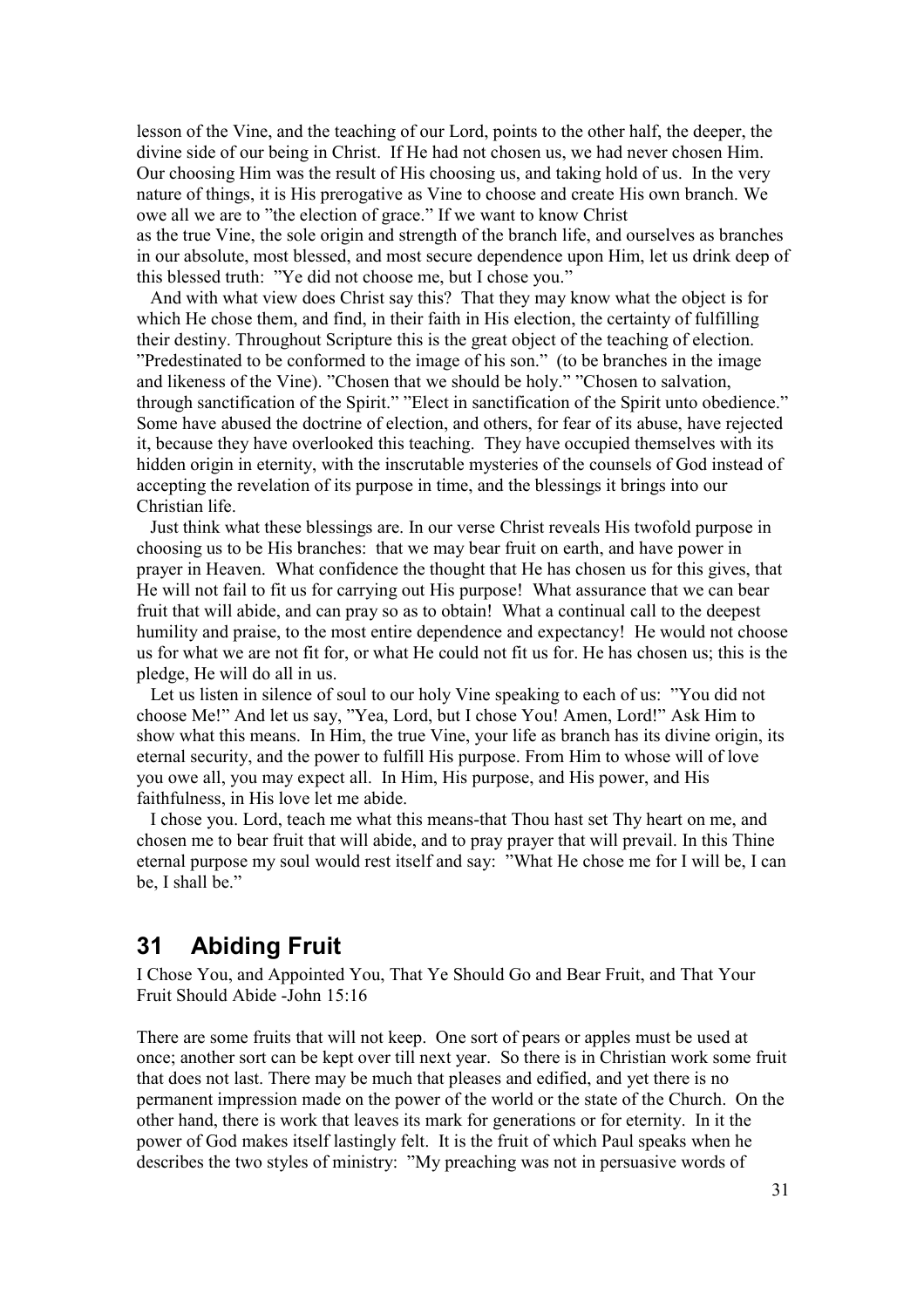lesson of the Vine, and the teaching of our Lord, points to the other half, the deeper, the divine side of our being in Christ. If He had not chosen us, we had never chosen Him. Our choosing Him was the result of His choosing us, and taking hold of us. In the very nature of things, it is His prerogative as Vine to choose and create His own branch. We owe all we are to "the election of grace." If we want to know Christ as the true Vine, the sole origin and strength of the branch life, and ourselves as branches in our absolute, most blessed, and most secure dependence upon Him, let us drink deep of this blessed truth: "Ye did not choose me, but I chose you."

And with what view does Christ say this? That they may know what the object is for which He chose them, and find, in their faith in His election, the certainty of fulfilling their destiny. Throughout Scripture this is the great object of the teaching of election. "Predestinated to be conformed to the image of his son." (to be branches in the image and likeness of the Vine). "Chosen that we should be holy." "Chosen to salvation, through sanctification of the Spirit." "Elect in sanctification of the Spirit unto obedience." Some have abused the doctrine of election, and others, for fear of its abuse, have rejected it, because they have overlooked this teaching. They have occupied themselves with its hidden origin in eternity, with the inscrutable mysteries of the counsels of God instead of accepting the revelation of its purpose in time, and the blessings it brings into our Christian life.

Just think what these blessings are. In our verse Christ reveals His twofold purpose in choosing us to be His branches: that we may bear fruit on earth, and have power in prayer in Heaven. What confidence the thought that He has chosen us for this gives, that He will not fail to fit us for carrying out His purpose! What assurance that we can bear fruit that will abide, and can pray so as to obtain! What a continual call to the deepest humility and praise, to the most entire dependence and expectancy! He would not choose us for what we are not fit for, or what He could not fit us for. He has chosen us; this is the pledge, He will do all in us.

Let us listen in silence of soul to our holy Vine speaking to each of us: "You did not choose Me!" And let us say, "Yea, Lord, but I chose You! Amen, Lord!" Ask Him to show what this means. In Him, the true Vine, your life as branch has its divine origin, its eternal security, and the power to fulfill His purpose. From Him to whose will of love you owe all, you may expect all. In Him, His purpose, and His power, and His faithfulness, in His love let me abide.

I chose you. Lord, teach me what this means-that Thou hast set Thy heart on me, and chosen me to bear fruit that will abide, and to pray prayer that will prevail. In this Thine eternal purpose my soul would rest itself and say: "What He chose me for I will be, I can be, I shall be."

## 31 Abiding Fruit

I Chose You, and Appointed You, That Ye Should Go and Bear Fruit, and That Your Fruit Should Abide -John 15:16

There are some fruits that will not keep. One sort of pears or apples must be used at once; another sort can be kept over till next year. So there is in Christian work some fruit that does not last. There may be much that pleases and edified, and yet there is no permanent impression made on the power of the world or the state of the Church. On the other hand, there is work that leaves its mark for generations or for eternity. In it the power of God makes itself lastingly felt. It is the fruit of which Paul speaks when he describes the two styles of ministry: "My preaching was not in persuasive words of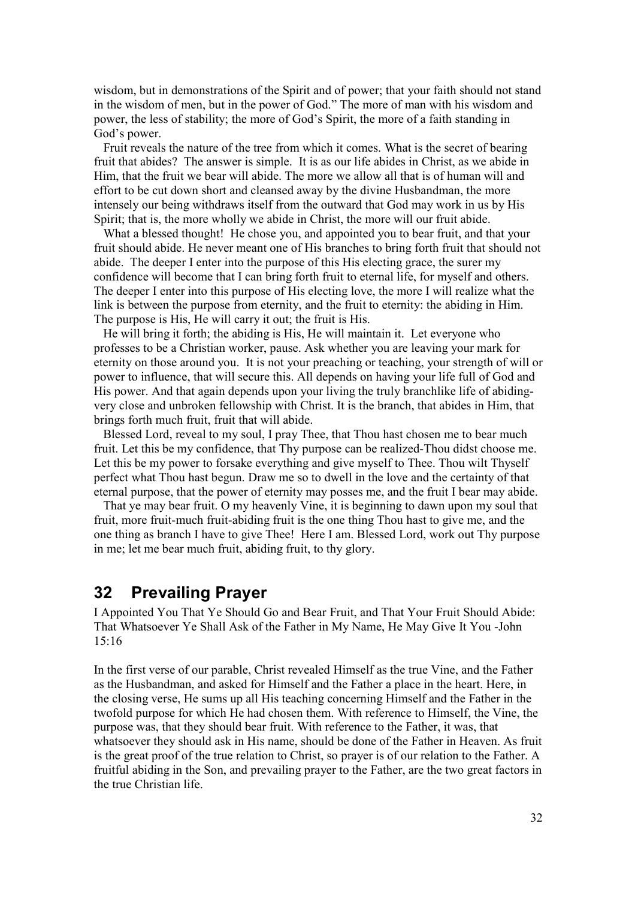wisdom, but in demonstrations of the Spirit and of power; that your faith should not stand in the wisdom of men, but in the power of God." The more of man with his wisdom and power, the less of stability; the more of God's Spirit, the more of a faith standing in God's power.

Fruit reveals the nature of the tree from which it comes. What is the secret of bearing fruit that abides? The answer is simple. It is as our life abides in Christ, as we abide in Him, that the fruit we bear will abide. The more we allow all that is of human will and effort to be cut down short and cleansed away by the divine Husbandman, the more intensely our being withdraws itself from the outward that God may work in us by His Spirit; that is, the more wholly we abide in Christ, the more will our fruit abide.

What a blessed thought! He chose you, and appointed you to bear fruit, and that your fruit should abide. He never meant one of His branches to bring forth fruit that should not abide. The deeper I enter into the purpose of this His electing grace, the surer my confidence will become that I can bring forth fruit to eternal life, for myself and others. The deeper I enter into this purpose of His electing love, the more I will realize what the link is between the purpose from eternity, and the fruit to eternity: the abiding in Him. The purpose is His, He will carry it out; the fruit is His.

He will bring it forth; the abiding is His, He will maintain it. Let everyone who professes to be a Christian worker, pause. Ask whether you are leaving your mark for eternity on those around you. It is not your preaching or teaching, your strength of will or power to influence, that will secure this. All depends on having your life full of God and His power. And that again depends upon your living the truly branchlike life of abiding-very close and unbroken fellowship with Christ. It is the branch, that abides in Him, that brings forth much fruit, fruit that will abide.

Blessed Lord, reveal to my soul, I pray Thee, that Thou hast chosen me to bear much fruit. Let this be my confidence, that Thy purpose can be realized-Thou didst choose me. Let this be my power to forsake everything and give myself to Thee. Thou wilt Thyself perfect what Thou hast begun. Draw me so to dwell in the love and the certainty of that eternal purpose, that the power of eternity may posses me, and the fruit I bear may abide.

That ye may bear fruit. O my heavenly Vine, it is beginning to dawn upon my soul that fruit, more fruit-much fruit-abiding fruit is the one thing Thou hast to give me, and the one thing as branch I have to give Thee! Here I am. Blessed Lord, work out Thy purpose in me; let me bear much fruit, abiding fruit, to thy glory.

## 32 Prevailing Prayer

I Appointed You That Ye Should Go and Bear Fruit, and That Your Fruit Should Abide: That Whatsoever Ye Shall Ask of the Father in My Name, He May Give It You -John 15:16

In the first verse of our parable, Christ revealed Himself as the true Vine, and the Father as the Husbandman, and asked for Himself and the Father a place in the heart. Here, in the closing verse, He sums up all His teaching concerning Himself and the Father in the twofold purpose for which He had chosen them. With reference to Himself, the Vine, the purpose was, that they should bear fruit. With reference to the Father, it was, that whatsoever they should ask in His name, should be done of the Father in Heaven. As fruit is the great proof of the true relation to Christ, so prayer is of our relation to the Father. A fruitful abiding in the Son, and prevailing prayer to the Father, are the two great factors in the true Christian life.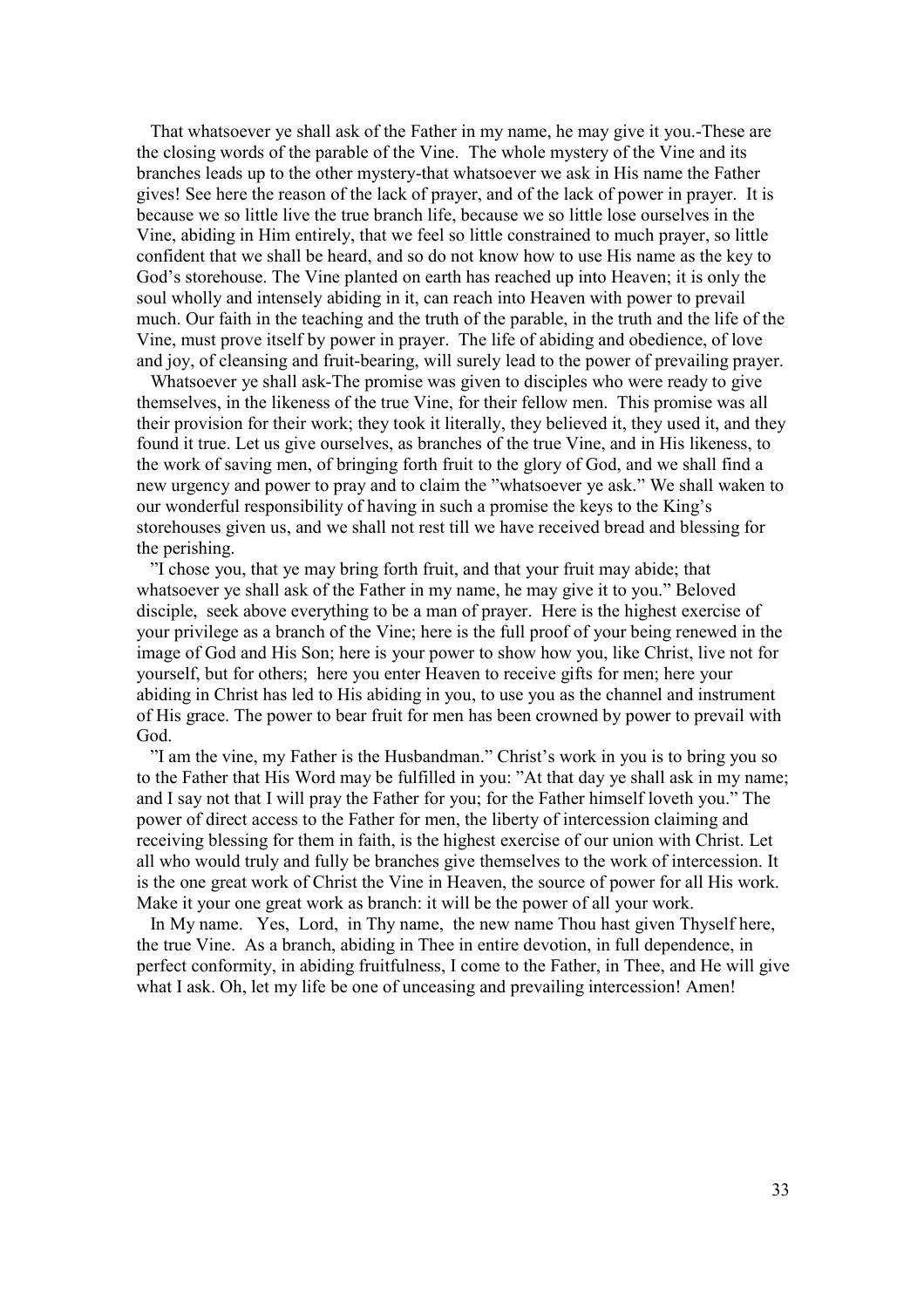That whatsoever ye shall ask of the Father in my name, he may give it you.-These are the closing words of the parable of the Vine. The whole mystery of the Vine and its branches leads up to the other mystery-that whatsoever we ask in His name the Father gives! See here the reason of the lack of prayer, and of the lack of power in prayer. It is because we so little live the true branch life, because we so little lose ourselves in the Vine, abiding in Him entirely, that we feel so little constrained to much prayer, so little confident that we shall be heard, and so do not know how to use His name as the key to God's storehouse. The Vine planted on earth has reached up into Heaven; it is only the soul wholly and intensely abiding in it, can reach into Heaven with power to prevail much. Our faith in the teaching and the truth of the parable, in the truth and the life of the Vine, must prove itself by power in prayer. The life of abiding and obedience, of love and joy, of cleansing and fruit-bearing, will surely lead to the power of prevailing prayer.

Whatsoever ye shall ask-The promise was given to disciples who were ready to give themselves, in the likeness of the true Vine, for their fellow men. This promise was all their provision for their work; they took it literally, they believed it, they used it, and they found it true. Let us give ourselves, as branches of the true Vine, and in His likeness, to the work of saving men, of bringing forth fruit to the glory of God, and we shall find a new urgency and power to pray and to claim the "whatsoever ye ask." We shall waken to our wonderful responsibility of having in such a promise the keys to the King's storehouses given us, and we shall not rest till we have received bread and blessing for the perishing.

"I chose you, that ye may bring forth fruit, and that your fruit may abide; that whatsoever ye shall ask of the Father in my name, he may give it to you." Beloved disciple, seek above everything to be a man of prayer. Here is the highest exercise of your privilege as a branch of the Vine; here is the full proof of your being renewed in the image of God and His Son; here is your power to show how you, like Christ, live not for yourself, but for others; here you enter Heaven to receive gifts for men; here your abiding in Christ has led to His abiding in you, to use you as the channel and instrument of His grace. The power to bear fruit for men has been crowned by power to prevail with God.

"I am the vine, my Father is the Husbandman." Christ's work in you is to bring you so to the Father that His Word may be fulfilled in you: "At that day ye shall ask in my name; and I say not that I will pray the Father for you; for the Father himself loveth you." The power of direct access to the Father for men, the liberty of intercession claiming and receiving blessing for them in faith, is the highest exercise of our union with Christ. Let all who would truly and fully be branches give themselves to the work of intercession. It is the one great work of Christ the Vine in Heaven, the source of power for all His work. Make it your one great work as branch: it will be the power of all your work.

In My name. Yes, Lord, in Thy name, the new name Thou hast given Thyself here, the true Vine. As a branch, abiding in Thee in entire devotion, in full dependence, in perfect conformity, in abiding fruitfulness, I come to the Father, in Thee, and He will give what I ask. Oh, let my life be one of unceasing and prevailing intercession! Amen!